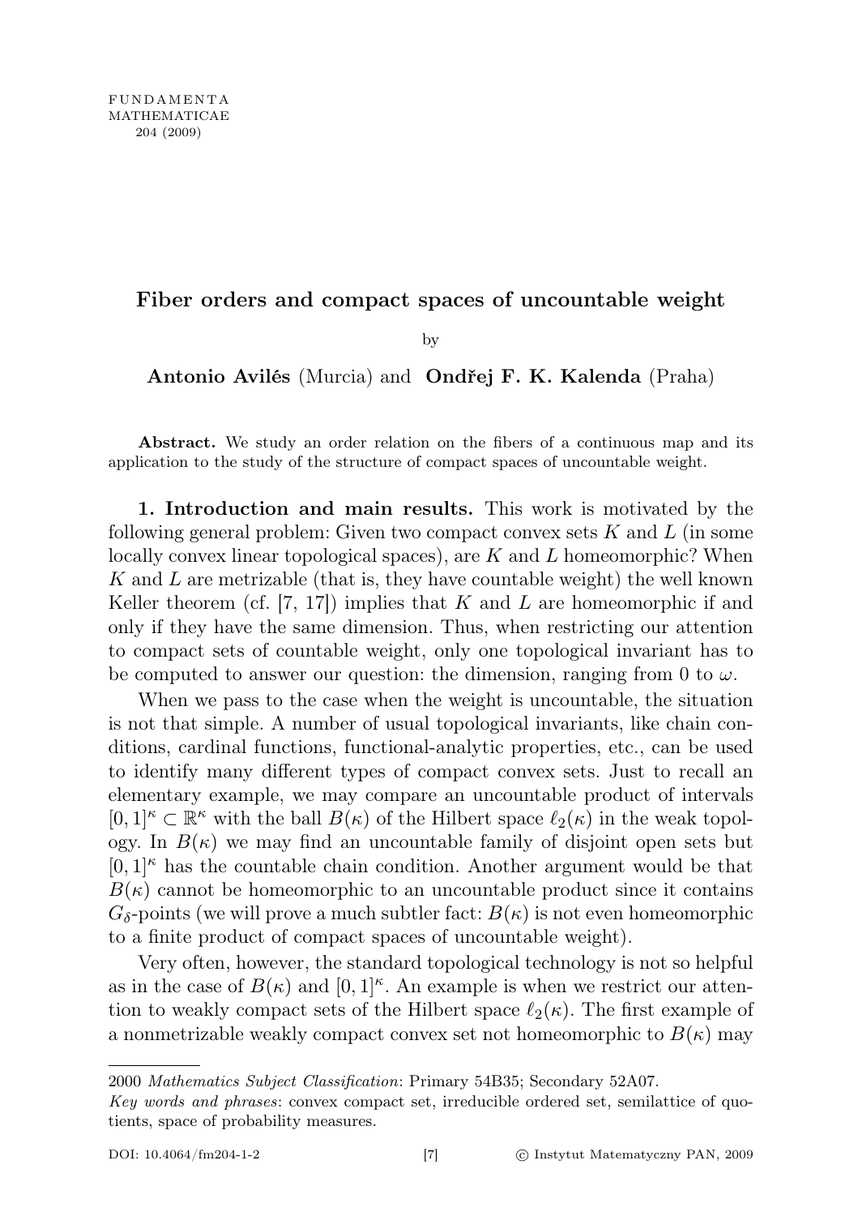# Fiber orders and compact spaces of uncountable weight

by

**Antonio Avilés** (Murcia) and **Ondřej F. K. Kalenda** (Praha)

**Abstract.** We study an order relation on the fibers of a continuous map and its application to the study of the structure of compact spaces of uncountable weight.

**1. Introduction and main results.** This work is motivated by the following general problem: Given two compact convex sets $K$ and $L$ (in some locally convex linear topological spaces), are $K$ and $L$ homeomorphic? When $K$ and $L$ are metrizable (that is, they have countable weight) the well known Keller theorem (cf. [7, 17]) implies that $K$ and $L$ are homeomorphic if and only if they have the same dimension. Thus, when restricting our attention to compact sets of countable weight, only one topological invariant has to be computed to answer our question: the dimension, ranging from 0 to $\omega$.

When we pass to the case when the weight is uncountable, the situation is not that simple. A number of usual topological invariants, like chain conditions, cardinal functions, functional-analytic properties, etc., can be used to identify many different types of compact convex sets. Just to recall an elementary example, we may compare an uncountable product of intervals $[0,1]^\kappa \subset \mathbb{R}^\kappa$ with the ball $B(\kappa)$ of the Hilbert space $\ell_2(\kappa)$ in the weak topology. In $B(\kappa)$ we may find an uncountable family of disjoint open sets but $[0,1]^\kappa$ has the countable chain condition. Another argument would be that $B(\kappa)$ cannot be homeomorphic to an uncountable product since it contains $G_\delta$-points (we will prove a much subtler fact: $B(\kappa)$ is not even homeomorphic to a finite product of compact spaces of uncountable weight).

Very often, however, the standard topological technology is not so helpful as in the case of $B(\kappa)$ and $[0,1]^\kappa$. An example is when we restrict our attention to weakly compact sets of the Hilbert space $\ell_2(\kappa)$. The first example of a nonmetrizable weakly compact convex set not homeomorphic to $B(\kappa)$ may

---

2000 *Mathematics Subject Classification*: Primary 54B35; Secondary 52A07.

*Key words and phrases*: convex compact set, irreducible ordered set, semilattice of quotients, space of probability measures.

DOI: 10.4064/fm204-1-2 © Instytut Matematyczny PAN, 2009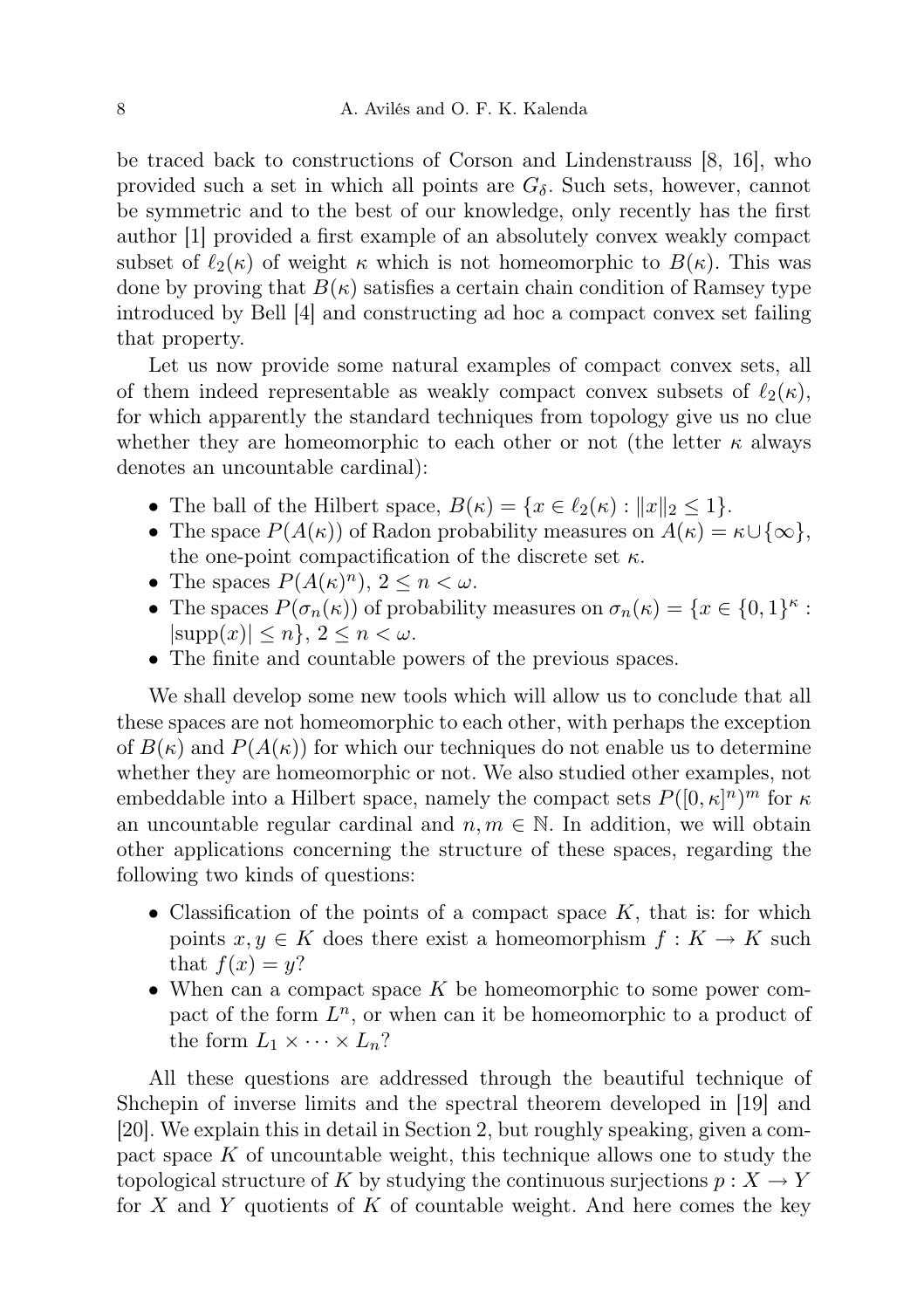be traced back to constructions of Corson and Lindenstrauss [8, 16], who provided such a set in which all points are $G_\delta$. Such sets, however, cannot be symmetric and to the best of our knowledge, only recently has the first author [1] provided a first example of an absolutely convex weakly compact subset of $\ell_2(\kappa)$ of weight $\kappa$ which is not homeomorphic to $B(\kappa)$. This was done by proving that $B(\kappa)$ satisfies a certain chain condition of Ramsey type introduced by Bell [4] and constructing ad hoc a compact convex set failing that property.

Let us now provide some natural examples of compact convex sets, all of them indeed representable as weakly compact convex subsets of $\ell_2(\kappa)$, for which apparently the standard techniques from topology give us no clue whether they are homeomorphic to each other or not (the letter $\kappa$ always denotes an uncountable cardinal):

- The ball of the Hilbert space, $B(\kappa) = \{x \in \ell_2(\kappa) : \|x\|_2 \leq 1\}$.
- The space $P(A(\kappa))$ of Radon probability measures on $A(\kappa) = \kappa \cup \{\infty\}$, the one-point compactification of the discrete set $\kappa$.
- The spaces $P(A(\kappa)^n)$, $2 \leq n < \omega$.
- The spaces $P(\sigma_n(\kappa))$ of probability measures on $\sigma_n(\kappa) = \{x \in \{0,1\}^\kappa : |\mathrm{supp}(x)| \leq n\}$, $2 \leq n < \omega$.
- The finite and countable powers of the previous spaces.

We shall develop some new tools which will allow us to conclude that all these spaces are not homeomorphic to each other, with perhaps the exception of $B(\kappa)$ and $P(A(\kappa))$ for which our techniques do not enable us to determine whether they are homeomorphic or not. We also studied other examples, not embeddable into a Hilbert space, namely the compact sets $P([0,\kappa]^n)^m$ for $\kappa$ an uncountable regular cardinal and $n, m \in \mathbb{N}$. In addition, we will obtain other applications concerning the structure of these spaces, regarding the following two kinds of questions:

- Classification of the points of a compact space $K$, that is: for which points $x, y \in K$ does there exist a homeomorphism $f : K \to K$ such that $f(x) = y$?
- When can a compact space $K$ be homeomorphic to some power compact of the form $L^n$, or when can it be homeomorphic to a product of the form $L_1 \times \cdots \times L_n$?

All these questions are addressed through the beautiful technique of Shchepin of inverse limits and the spectral theorem developed in [19] and [20]. We explain this in detail in Section 2, but roughly speaking, given a compact space $K$ of uncountable weight, this technique allows one to study the topological structure of $K$ by studying the continuous surjections $p : X \to Y$ for $X$ and $Y$ quotients of $K$ of countable weight. And here comes the key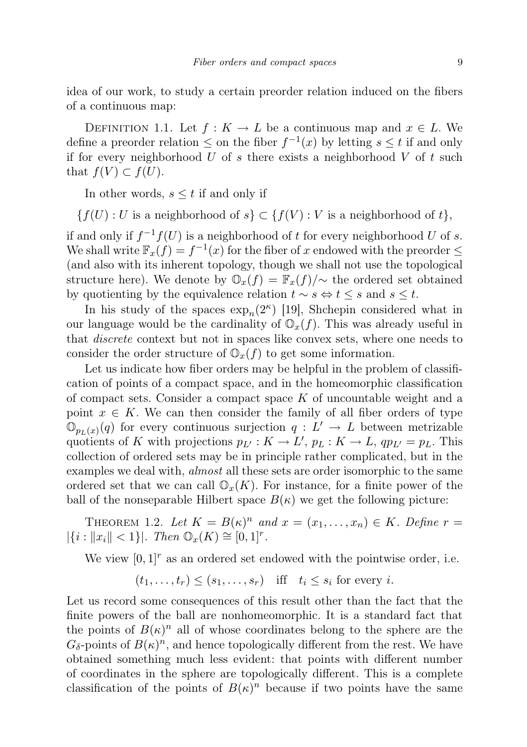idea of our work, to study a certain preorder relation induced on the fibers of a continuous map:

Definition 1.1. Let $f : K \to L$ be a continuous map and $x \in L$. We define a preorder relation $\leq$ on the fiber $f^{-1}(x)$ by letting $s \leq t$ if and only if for every neighborhood $U$ of $s$ there exists a neighborhood $V$ of $t$ such that $f(V) \subset f(U)$.

In other words, $s \leq t$ if and only if

$$\{f(U) : U \text{ is a neighborhood of } s\} \subset \{f(V) : V \text{ is a neighborhood of } t\},$$

if and only if $f^{-1}f(U)$ is a neighborhood of $t$ for every neighborhood $U$ of $s$. We shall write $\mathbb{F}_x(f) = f^{-1}(x)$ for the fiber of $x$ endowed with the preorder $\leq$ (and also with its inherent topology, though we shall not use the topological structure here). We denote by $\mathbb{O}_x(f) = \mathbb{F}_x(f)/\sim$ the ordered set obtained by quotienting by the equivalence relation $t \sim s \Leftrightarrow t \leq s$ and $s \leq t$.

In his study of the spaces $\exp_n(2^\kappa)$ [19], Shchepin considered what in our language would be the cardinality of $\mathbb{O}_x(f)$. This was already useful in that *discrete* context but not in spaces like convex sets, where one needs to consider the order structure of $\mathbb{O}_x(f)$ to get some information.

Let us indicate how fiber orders may be helpful in the problem of classification of points of a compact space, and in the homeomorphic classification of compact sets. Consider a compact space $K$ of uncountable weight and a point $x \in K$. We can then consider the family of all fiber orders of type $\mathbb{O}_{p_L(x)}(q)$ for every continuous surjection $q : L' \to L$ between metrizable quotients of $K$ with projections $p_{L'} : K \to L'$, $p_L : K \to L$, $qp_{L'} = p_L$. This collection of ordered sets may be in principle rather complicated, but in the examples we deal with, *almost* all these sets are order isomorphic to the same ordered set that we can call $\mathbb{O}_x(K)$. For instance, for a finite power of the ball of the nonseparable Hilbert space $B(\kappa)$ we get the following picture:

Theorem 1.2. *Let $K = B(\kappa)^n$ and $x = (x_1, \ldots, x_n) \in K$. Define $r = |\{i : \|x_i\| < 1\}|$. Then $\mathbb{O}_x(K) \cong [0,1]^r$.*

We view $[0,1]^r$ as an ordered set endowed with the pointwise order, i.e.

$$(t_1, \ldots, t_r) \leq (s_1, \ldots, s_r) \quad \text{iff} \quad t_i \leq s_i \text{ for every } i.$$

Let us record some consequences of this result other than the fact that the finite powers of the ball are nonhomeomorphic. It is a standard fact that the points of $B(\kappa)^n$ all of whose coordinates belong to the sphere are the $G_\delta$-points of $B(\kappa)^n$, and hence topologically different from the rest. We have obtained something much less evident: that points with different number of coordinates in the sphere are topologically different. This is a complete classification of the points of $B(\kappa)^n$ because if two points have the same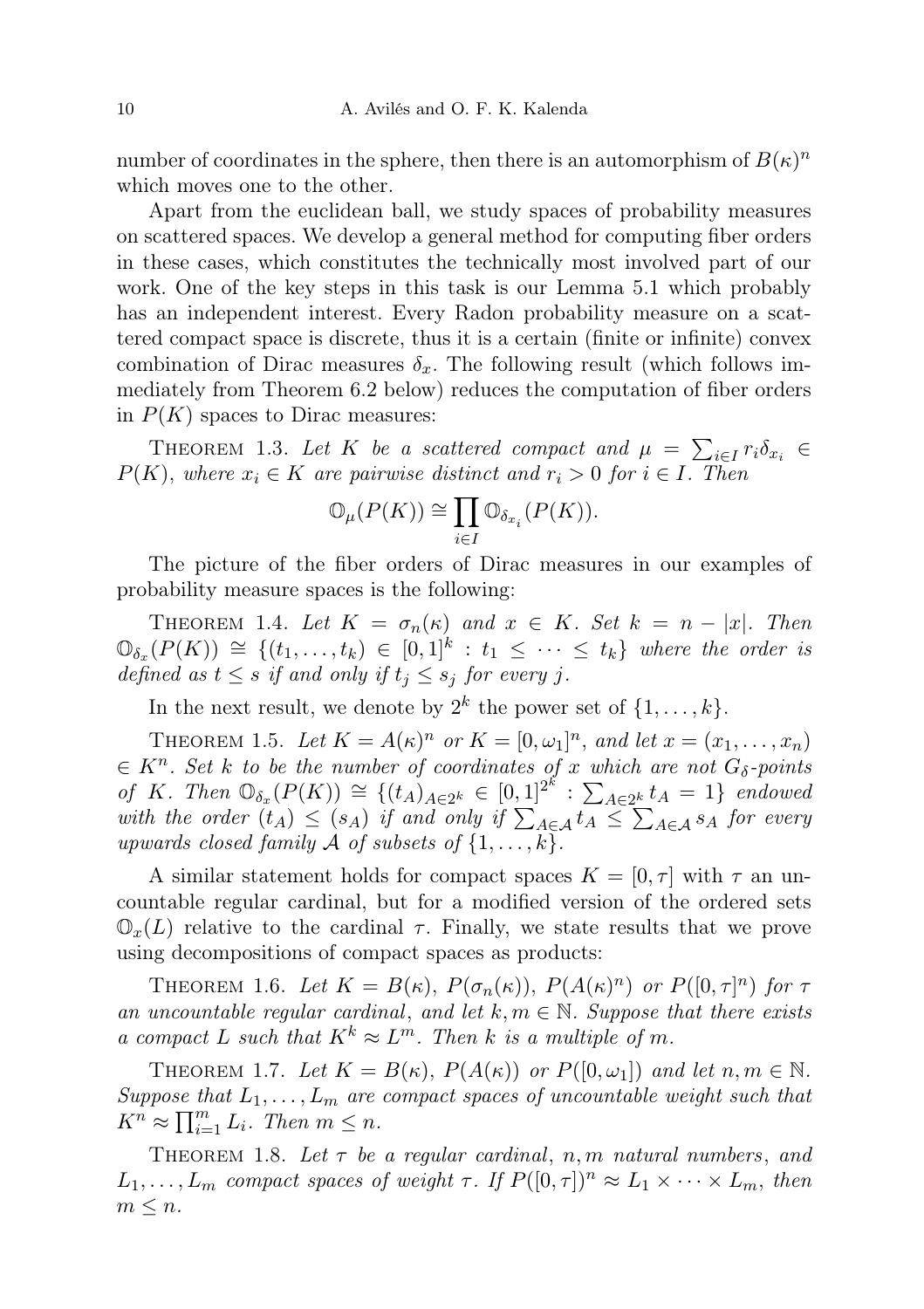number of coordinates in the sphere, then there is an automorphism of $B(\kappa)^n$ which moves one to the other.

Apart from the euclidean ball, we study spaces of probability measures on scattered spaces. We develop a general method for computing fiber orders in these cases, which constitutes the technically most involved part of our work. One of the key steps in this task is our Lemma 5.1 which probably has an independent interest. Every Radon probability measure on a scattered compact space is discrete, thus it is a certain (finite or infinite) convex combination of Dirac measures $\delta_x$. The following result (which follows immediately from Theorem 6.2 below) reduces the computation of fiber orders in $P(K)$ spaces to Dirac measures:

THEOREM 1.3. *Let $K$ be a scattered compact and $\mu = \sum_{i\in I} r_i \delta_{x_i} \in P(K)$, where $x_i \in K$ are pairwise distinct and $r_i > 0$ for $i \in I$. Then*

$$\mathbb{O}_\mu(P(K)) \cong \prod_{i\in I} \mathbb{O}_{\delta_{x_i}}(P(K)).$$

The picture of the fiber orders of Dirac measures in our examples of probability measure spaces is the following:

THEOREM 1.4. *Let $K = \sigma_n(\kappa)$ and $x \in K$. Set $k = n - |x|$. Then $\mathbb{O}_{\delta_x}(P(K)) \cong \{(t_1, \dots, t_k) \in [0,1]^k : t_1 \leq \dots \leq t_k\}$ where the order is defined as $t \leq s$ if and only if $t_j \leq s_j$ for every $j$.*

In the next result, we denote by $2^k$ the power set of $\{1, \dots, k\}$.

THEOREM 1.5. *Let $K = A(\kappa)^n$ or $K = [0, \omega_1]^n$, and let $x = (x_1, \dots, x_n) \in K^n$. Set $k$ to be the number of coordinates of $x$ which are not $G_\delta$-points of $K$. Then $\mathbb{O}_{\delta_x}(P(K)) \cong \{(t_A)_{A\in 2^k} \in [0,1]^{2^k} : \sum_{A\in 2^k} t_A = 1\}$ endowed with the order $(t_A) \leq (s_A)$ if and only if $\sum_{A\in\mathcal{A}} t_A \leq \sum_{A\in\mathcal{A}} s_A$ for every upwards closed family $\mathcal{A}$ of subsets of $\{1, \dots, k\}$.*

A similar statement holds for compact spaces $K = [0, \tau]$ with $\tau$ an uncountable regular cardinal, but for a modified version of the ordered sets $\mathbb{O}_x(L)$ relative to the cardinal $\tau$. Finally, we state results that we prove using decompositions of compact spaces as products:

THEOREM 1.6. *Let $K = B(\kappa)$, $P(\sigma_n(\kappa))$, $P(A(\kappa)^n)$ or $P([0, \tau]^n)$ for $\tau$ an uncountable regular cardinal, and let $k, m \in \mathbb{N}$. Suppose that there exists a compact $L$ such that $K^k \approx L^m$. Then $k$ is a multiple of $m$.*

THEOREM 1.7. *Let $K = B(\kappa)$, $P(A(\kappa))$ or $P([0, \omega_1])$ and let $n, m \in \mathbb{N}$. Suppose that $L_1, \dots, L_m$ are compact spaces of uncountable weight such that $K^n \approx \prod_{i=1}^m L_i$. Then $m \leq n$.*

THEOREM 1.8. *Let $\tau$ be a regular cardinal, $n, m$ natural numbers, and $L_1, \dots, L_m$ compact spaces of weight $\tau$. If $P([0, \tau])^n \approx L_1 \times \dots \times L_m$, then $m \leq n$.*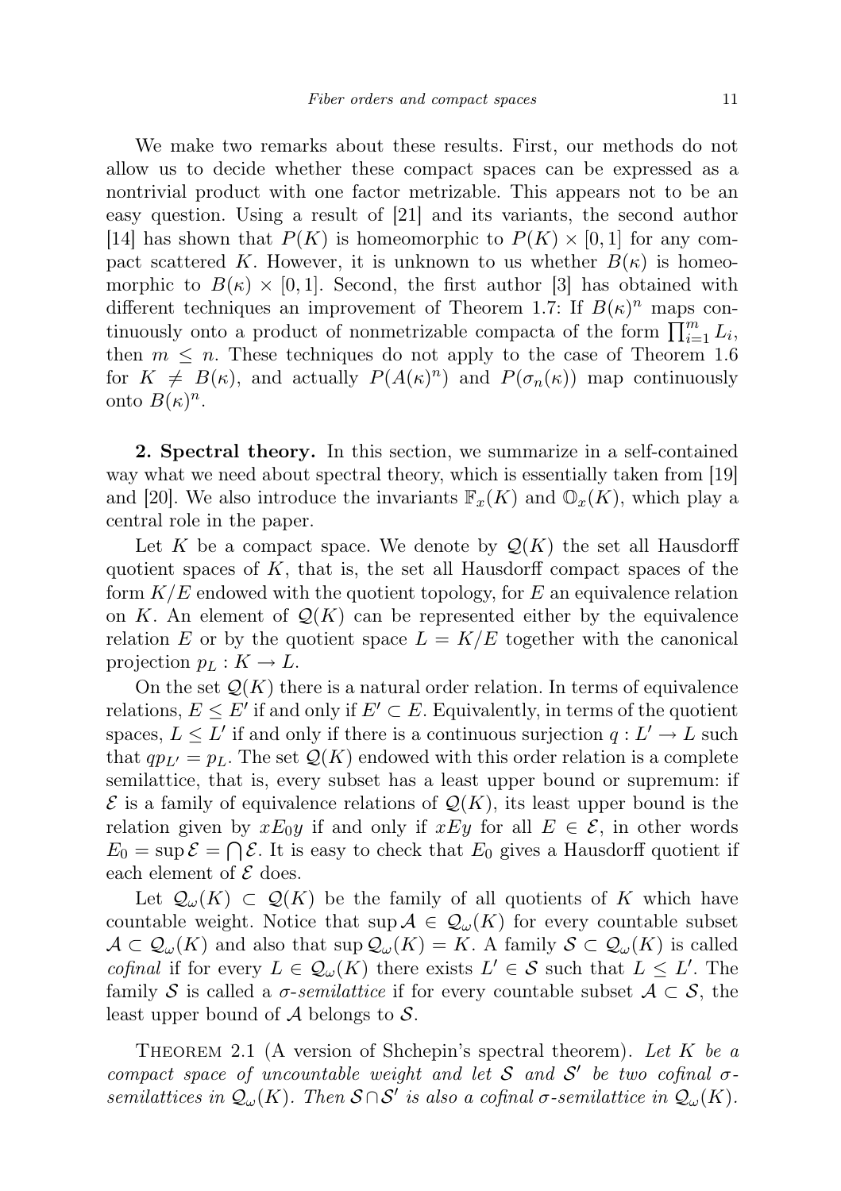We make two remarks about these results. First, our methods do not allow us to decide whether these compact spaces can be expressed as a nontrivial product with one factor metrizable. This appears not to be an easy question. Using a result of [21] and its variants, the second author [14] has shown that $P(K)$ is homeomorphic to $P(K) \times [0,1]$ for any compact scattered $K$. However, it is unknown to us whether $B(\kappa)$ is homeomorphic to $B(\kappa) \times [0,1]$. Second, the first author [3] has obtained with different techniques an improvement of Theorem 1.7: If $B(\kappa)^n$ maps continuously onto a product of nonmetrizable compacta of the form $\prod_{i=1}^m L_i$, then $m \leq n$. These techniques do not apply to the case of Theorem 1.6 for $K \neq B(\kappa)$, and actually $P(A(\kappa)^n)$ and $P(\sigma_n(\kappa))$ map continuously onto $B(\kappa)^n$.

**2. Spectral theory.** In this section, we summarize in a self-contained way what we need about spectral theory, which is essentially taken from [19] and [20]. We also introduce the invariants $\mathbb{F}_x(K)$ and $\mathbb{O}_x(K)$, which play a central role in the paper.

Let $K$ be a compact space. We denote by $\mathcal{Q}(K)$ the set all Hausdorff quotient spaces of $K$, that is, the set all Hausdorff compact spaces of the form $K/E$ endowed with the quotient topology, for $E$ an equivalence relation on $K$. An element of $\mathcal{Q}(K)$ can be represented either by the equivalence relation $E$ or by the quotient space $L = K/E$ together with the canonical projection $p_L : K \to L$.

On the set $\mathcal{Q}(K)$ there is a natural order relation. In terms of equivalence relations, $E \leq E'$ if and only if $E' \subset E$. Equivalently, in terms of the quotient spaces, $L \leq L'$ if and only if there is a continuous surjection $q : L' \to L$ such that $qp_{L'} = p_L$. The set $\mathcal{Q}(K)$ endowed with this order relation is a complete semilattice, that is, every subset has a least upper bound or supremum: if $\mathcal{E}$ is a family of equivalence relations of $\mathcal{Q}(K)$, its least upper bound is the relation given by $xE_0y$ if and only if $xEy$ for all $E \in \mathcal{E}$, in other words $E_0 = \sup \mathcal{E} = \bigcap \mathcal{E}$. It is easy to check that $E_0$ gives a Hausdorff quotient if each element of $\mathcal{E}$ does.

Let $\mathcal{Q}_\omega(K) \subset \mathcal{Q}(K)$ be the family of all quotients of $K$ which have countable weight. Notice that $\sup \mathcal{A} \in \mathcal{Q}_\omega(K)$ for every countable subset $\mathcal{A} \subset \mathcal{Q}_\omega(K)$ and also that $\sup \mathcal{Q}_\omega(K) = K$. A family $\mathcal{S} \subset \mathcal{Q}_\omega(K)$ is called *cofinal* if for every $L \in \mathcal{Q}_\omega(K)$ there exists $L' \in \mathcal{S}$ such that $L \leq L'$. The family $\mathcal{S}$ is called a *$\sigma$-semilattice* if for every countable subset $\mathcal{A} \subset \mathcal{S}$, the least upper bound of $\mathcal{A}$ belongs to $\mathcal{S}$.

Theorem 2.1 (A version of Shchepin's spectral theorem). *Let $K$ be a compact space of uncountable weight and let $\mathcal{S}$ and $\mathcal{S}'$ be two cofinal $\sigma$-semilattices in $\mathcal{Q}_\omega(K)$. Then $\mathcal{S} \cap \mathcal{S}'$ is also a cofinal $\sigma$-semilattice in $\mathcal{Q}_\omega(K)$.*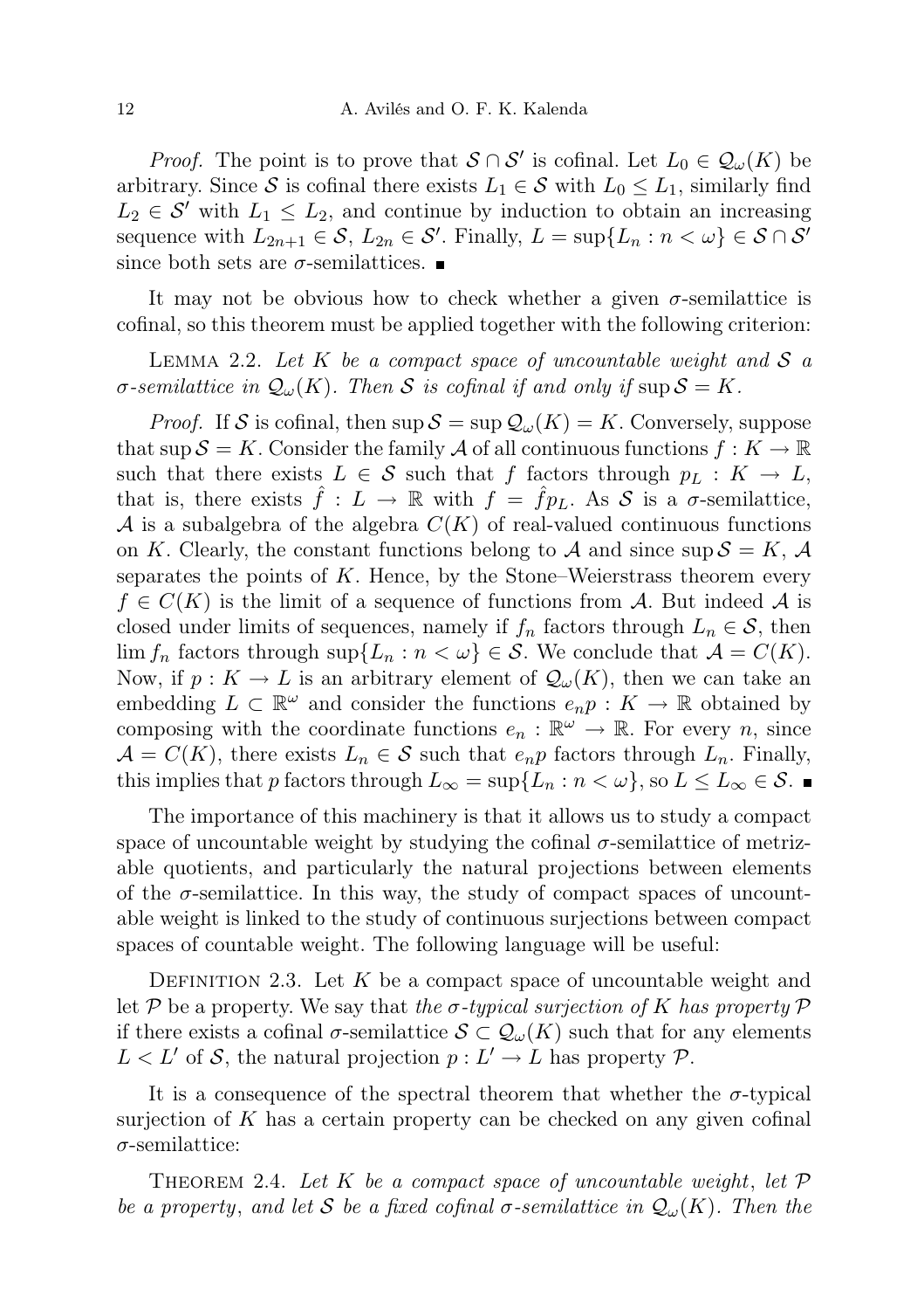*Proof.* The point is to prove that $\mathcal{S} \cap \mathcal{S}'$ is cofinal. Let $L_0 \in \mathcal{Q}_\omega(K)$ be arbitrary. Since $\mathcal{S}$ is cofinal there exists $L_1 \in \mathcal{S}$ with $L_0 \leq L_1$, similarly find $L_2 \in \mathcal{S}'$ with $L_1 \leq L_2$, and continue by induction to obtain an increasing sequence with $L_{2n+1} \in \mathcal{S}$, $L_{2n} \in \mathcal{S}'$. Finally, $L = \sup\{L_n : n < \omega\} \in \mathcal{S} \cap \mathcal{S}'$ since both sets are $\sigma$-semilattices. ∎

It may not be obvious how to check whether a given $\sigma$-semilattice is cofinal, so this theorem must be applied together with the following criterion:

LEMMA 2.2. *Let $K$ be a compact space of uncountable weight and $\mathcal{S}$ a $\sigma$-semilattice in $\mathcal{Q}_\omega(K)$. Then $\mathcal{S}$ is cofinal if and only if* $\sup \mathcal{S} = K$.

*Proof.* If $\mathcal{S}$ is cofinal, then $\sup \mathcal{S} = \sup \mathcal{Q}_\omega(K) = K$. Conversely, suppose that $\sup \mathcal{S} = K$. Consider the family $\mathcal{A}$ of all continuous functions $f : K \to \mathbb{R}$ such that there exists $L \in \mathcal{S}$ such that $f$ factors through $p_L : K \to L$, that is, there exists $\hat{f} : L \to \mathbb{R}$ with $f = \hat{f} p_L$. As $\mathcal{S}$ is a $\sigma$-semilattice, $\mathcal{A}$ is a subalgebra of the algebra $C(K)$ of real-valued continuous functions on $K$. Clearly, the constant functions belong to $\mathcal{A}$ and since $\sup \mathcal{S} = K$, $\mathcal{A}$ separates the points of $K$. Hence, by the Stone–Weierstrass theorem every $f \in C(K)$ is the limit of a sequence of functions from $\mathcal{A}$. But indeed $\mathcal{A}$ is closed under limits of sequences, namely if $f_n$ factors through $L_n \in \mathcal{S}$, then $\lim f_n$ factors through $\sup\{L_n : n < \omega\} \in \mathcal{S}$. We conclude that $\mathcal{A} = C(K)$. Now, if $p : K \to L$ is an arbitrary element of $\mathcal{Q}_\omega(K)$, then we can take an embedding $L \subset \mathbb{R}^\omega$ and consider the functions $e_n p : K \to \mathbb{R}$ obtained by composing with the coordinate functions $e_n : \mathbb{R}^\omega \to \mathbb{R}$. For every $n$, since $\mathcal{A} = C(K)$, there exists $L_n \in \mathcal{S}$ such that $e_n p$ factors through $L_n$. Finally, this implies that $p$ factors through $L_\infty = \sup\{L_n : n < \omega\}$, so $L \leq L_\infty \in \mathcal{S}$. ∎

The importance of this machinery is that it allows us to study a compact space of uncountable weight by studying the cofinal $\sigma$-semilattice of metrizable quotients, and particularly the natural projections between elements of the $\sigma$-semilattice. In this way, the study of compact spaces of uncountable weight is linked to the study of continuous surjections between compact spaces of countable weight. The following language will be useful:

DEFINITION 2.3. Let $K$ be a compact space of uncountable weight and let $\mathcal{P}$ be a property. We say that *the $\sigma$-typical surjection of $K$ has property $\mathcal{P}$* if there exists a cofinal $\sigma$-semilattice $\mathcal{S} \subset \mathcal{Q}_\omega(K)$ such that for any elements $L < L'$ of $\mathcal{S}$, the natural projection $p : L' \to L$ has property $\mathcal{P}$.

It is a consequence of the spectral theorem that whether the $\sigma$-typical surjection of $K$ has a certain property can be checked on any given cofinal $\sigma$-semilattice:

THEOREM 2.4. *Let $K$ be a compact space of uncountable weight, let $\mathcal{P}$ be a property, and let $\mathcal{S}$ be a fixed cofinal $\sigma$-semilattice in $\mathcal{Q}_\omega(K)$. Then the*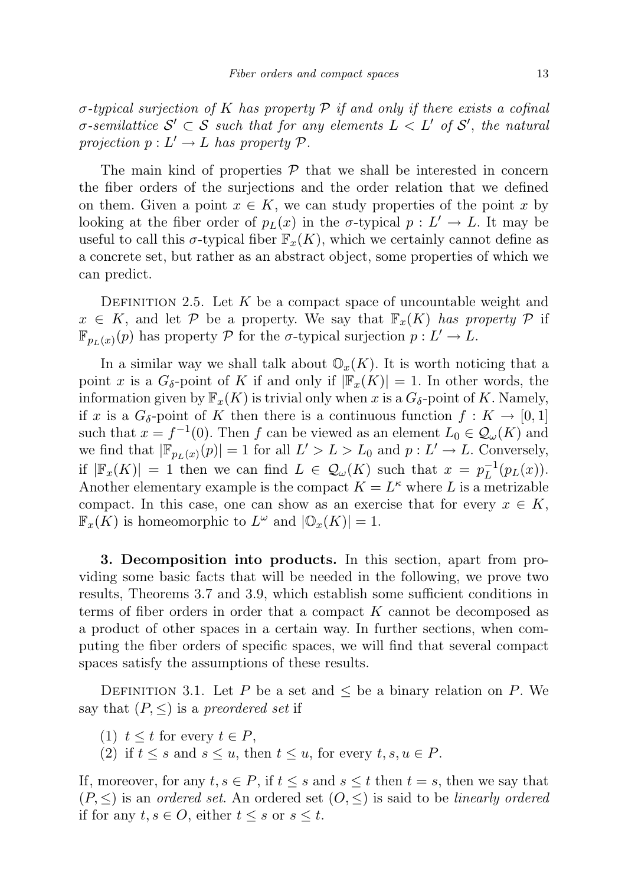*$\sigma$-typical surjection of $K$ has property $\mathcal{P}$ if and only if there exists a cofinal $\sigma$-semilattice $\mathcal{S}' \subset \mathcal{S}$ such that for any elements $L < L'$ of $\mathcal{S}'$, the natural projection $p : L' \to L$ has property $\mathcal{P}$.*

The main kind of properties $\mathcal{P}$ that we shall be interested in concern the fiber orders of the surjections and the order relation that we defined on them. Given a point $x \in K$, we can study properties of the point $x$ by looking at the fiber order of $p_L(x)$ in the $\sigma$-typical $p : L' \to L$. It may be useful to call this $\sigma$-typical fiber $\mathbb{F}_x(K)$, which we certainly cannot define as a concrete set, but rather as an abstract object, some properties of which we can predict.

Definition 2.5. Let $K$ be a compact space of uncountable weight and $x \in K$, and let $\mathcal{P}$ be a property. We say that $\mathbb{F}_x(K)$ *has property* $\mathcal{P}$ if $\mathbb{F}_{p_L(x)}(p)$ has property $\mathcal{P}$ for the $\sigma$-typical surjection $p : L' \to L$.

In a similar way we shall talk about $\mathbb{O}_x(K)$. It is worth noticing that a point $x$ is a $G_\delta$-point of $K$ if and only if $|\mathbb{F}_x(K)| = 1$. In other words, the information given by $\mathbb{F}_x(K)$ is trivial only when $x$ is a $G_\delta$-point of $K$. Namely, if $x$ is a $G_\delta$-point of $K$ then there is a continuous function $f : K \to [0,1]$ such that $x = f^{-1}(0)$. Then $f$ can be viewed as an element $L_0 \in \mathcal{Q}_\omega(K)$ and we find that $|\mathbb{F}_{p_L(x)}(p)| = 1$ for all $L' > L > L_0$ and $p : L' \to L$. Conversely, if $|\mathbb{F}_x(K)| = 1$ then we can find $L \in \mathcal{Q}_\omega(K)$ such that $x = p_L^{-1}(p_L(x))$. Another elementary example is the compact $K = L^\kappa$ where $L$ is a metrizable compact. In this case, one can show as an exercise that for every $x \in K$, $\mathbb{F}_x(K)$ is homeomorphic to $L^\omega$ and $|\mathbb{O}_x(K)| = 1$.

**3. Decomposition into products.** In this section, apart from providing some basic facts that will be needed in the following, we prove two results, Theorems 3.7 and 3.9, which establish some sufficient conditions in terms of fiber orders in order that a compact $K$ cannot be decomposed as a product of other spaces in a certain way. In further sections, when computing the fiber orders of specific spaces, we will find that several compact spaces satisfy the assumptions of these results.

Definition 3.1. Let $P$ be a set and $\leq$ be a binary relation on $P$. We say that $(P, \leq)$ is a *preordered set* if

(1) $t \leq t$ for every $t \in P$,
(2) if $t \leq s$ and $s \leq u$, then $t \leq u$, for every $t, s, u \in P$.

If, moreover, for any $t, s \in P$, if $t \leq s$ and $s \leq t$ then $t = s$, then we say that $(P, \leq)$ is an *ordered set*. An ordered set $(O, \leq)$ is said to be *linearly ordered* if for any $t, s \in O$, either $t \leq s$ or $s \leq t$.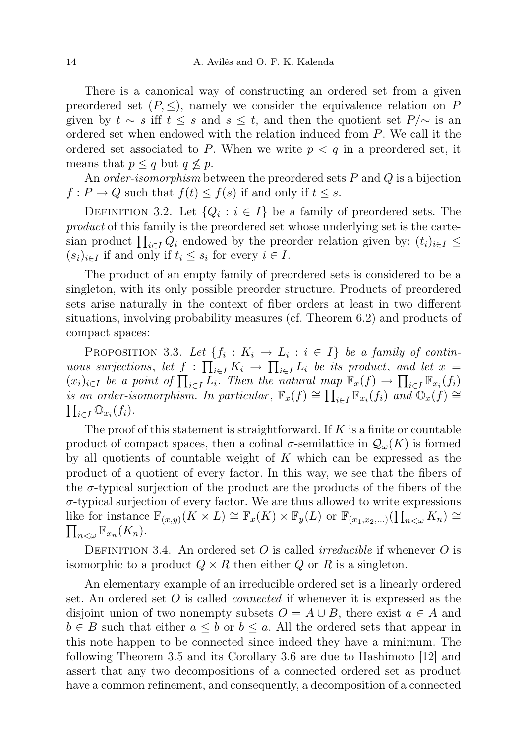There is a canonical way of constructing an ordered set from a given preordered set $(P, \leq)$, namely we consider the equivalence relation on $P$ given by $t \sim s$ iff $t \leq s$ and $s \leq t$, and then the quotient set $P/\sim$ is an ordered set when endowed with the relation induced from $P$. We call it the ordered set associated to $P$. When we write $p < q$ in a preordered set, it means that $p \leq q$ but $q \not\leq p$.

An *order-isomorphism* between the preordered sets $P$ and $Q$ is a bijection $f : P \to Q$ such that $f(t) \leq f(s)$ if and only if $t \leq s$.

Definition 3.2. Let $\{Q_i : i \in I\}$ be a family of preordered sets. The *product* of this family is the preordered set whose underlying set is the cartesian product $\prod_{i\in I} Q_i$ endowed by the preorder relation given by: $(t_i)_{i\in I} \leq (s_i)_{i\in I}$ if and only if $t_i \leq s_i$ for every $i \in I$.

The product of an empty family of preordered sets is considered to be a singleton, with its only possible preorder structure. Products of preordered sets arise naturally in the context of fiber orders at least in two different situations, involving probability measures (cf. Theorem 6.2) and products of compact spaces:

Proposition 3.3. *Let $\{f_i : K_i \to L_i : i \in I\}$ be a family of continuous surjections, let $f : \prod_{i\in I} K_i \to \prod_{i\in I} L_i$ be its product, and let $x = (x_i)_{i\in I}$ be a point of $\prod_{i\in I} L_i$. Then the natural map $\mathbb{F}_x(f) \to \prod_{i\in I} \mathbb{F}_{x_i}(f_i)$ is an order-isomorphism. In particular, $\mathbb{F}_x(f) \cong \prod_{i\in I} \mathbb{F}_{x_i}(f_i)$ and $\mathbb{O}_x(f) \cong \prod_{i\in I} \mathbb{O}_{x_i}(f_i)$.*

The proof of this statement is straightforward. If $K$ is a finite or countable product of compact spaces, then a cofinal $\sigma$-semilattice in $\mathcal{Q}_\omega(K)$ is formed by all quotients of countable weight of $K$ which can be expressed as the product of a quotient of every factor. In this way, we see that the fibers of the $\sigma$-typical surjection of the product are the products of the fibers of the $\sigma$-typical surjection of every factor. We are thus allowed to write expressions like for instance $\mathbb{F}_{(x,y)}(K \times L) \cong \mathbb{F}_x(K) \times \mathbb{F}_y(L)$ or $\mathbb{F}_{(x_1,x_2,\ldots)}(\prod_{n<\omega} K_n) \cong \prod_{n<\omega} \mathbb{F}_{x_n}(K_n)$.

Definition 3.4. An ordered set $O$ is called *irreducible* if whenever $O$ is isomorphic to a product $Q \times R$ then either $Q$ or $R$ is a singleton.

An elementary example of an irreducible ordered set is a linearly ordered set. An ordered set $O$ is called *connected* if whenever it is expressed as the disjoint union of two nonempty subsets $O = A \cup B$, there exist $a \in A$ and $b \in B$ such that either $a \leq b$ or $b \leq a$. All the ordered sets that appear in this note happen to be connected since indeed they have a minimum. The following Theorem 3.5 and its Corollary 3.6 are due to Hashimoto [12] and assert that any two decompositions of a connected ordered set as product have a common refinement, and consequently, a decomposition of a connected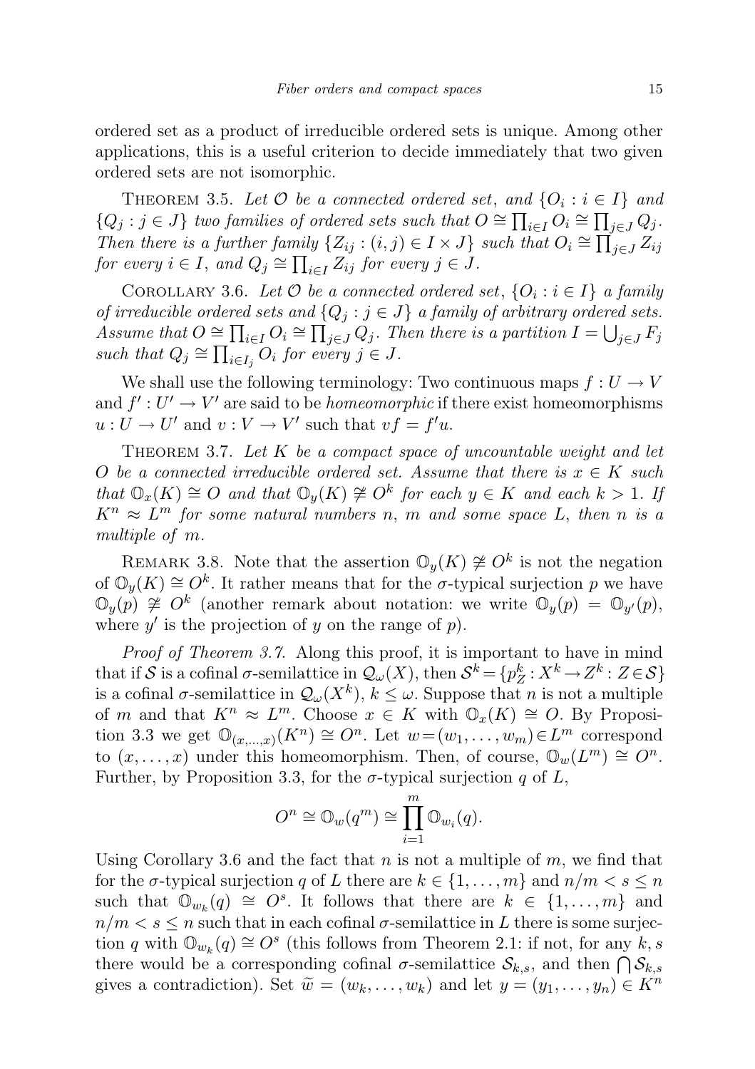ordered set as a product of irreducible ordered sets is unique. Among other applications, this is a useful criterion to decide immediately that two given ordered sets are not isomorphic.

THEOREM 3.5. *Let $\mathcal{O}$ be a connected ordered set, and $\{O_i : i \in I\}$ and $\{Q_j : j \in J\}$ two families of ordered sets such that $O \cong \prod_{i\in I} O_i \cong \prod_{j\in J} Q_j$. Then there is a further family $\{Z_{ij} : (i,j) \in I \times J\}$ such that $O_i \cong \prod_{j\in J} Z_{ij}$ for every $i \in I$, and $Q_j \cong \prod_{i\in I} Z_{ij}$ for every $j \in J$.*

COROLLARY 3.6. *Let $\mathcal{O}$ be a connected ordered set, $\{O_i : i \in I\}$ a family of irreducible ordered sets and $\{Q_j : j \in J\}$ a family of arbitrary ordered sets. Assume that $O \cong \prod_{i\in I} O_i \cong \prod_{j\in J} Q_j$. Then there is a partition $I = \bigcup_{j\in J} F_j$ such that $Q_j \cong \prod_{i\in I_j} O_i$ for every $j \in J$.*

We shall use the following terminology: Two continuous maps $f : U \to V$ and $f' : U' \to V'$ are said to be *homeomorphic* if there exist homeomorphisms $u : U \to U'$ and $v : V \to V'$ such that $vf = f'u$.

THEOREM 3.7. *Let $K$ be a compact space of uncountable weight and let $O$ be a connected irreducible ordered set. Assume that there is $x \in K$ such that $\mathbb{O}_x(K) \cong O$ and that $\mathbb{O}_y(K) \ncong O^k$ for each $y \in K$ and each $k > 1$. If $K^n \approx L^m$ for some natural numbers $n$, $m$ and some space $L$, then $n$ is a multiple of $m$.*

REMARK 3.8. Note that the assertion $\mathbb{O}_y(K) \ncong O^k$ is not the negation of $\mathbb{O}_y(K) \cong O^k$. It rather means that for the $\sigma$-typical surjection $p$ we have $\mathbb{O}_y(p) \ncong O^k$ (another remark about notation: we write $\mathbb{O}_y(p) = \mathbb{O}_{y'}(p)$, where $y'$ is the projection of $y$ on the range of $p$).

*Proof of Theorem 3.7.* Along this proof, it is important to have in mind that if $\mathcal{S}$ is a cofinal $\sigma$-semilattice in $\mathcal{Q}_\omega(X)$, then $\mathcal{S}^k = \{p_Z^k : X^k \to Z^k : Z \in \mathcal{S}\}$ is a cofinal $\sigma$-semilattice in $\mathcal{Q}_\omega(X^k)$, $k \leq \omega$. Suppose that $n$ is not a multiple of $m$ and that $K^n \approx L^m$. Choose $x \in K$ with $\mathbb{O}_x(K) \cong O$. By Proposition 3.3 we get $\mathbb{O}_{(x,\ldots,x)}(K^n) \cong O^n$. Let $w = (w_1, \ldots, w_m) \in L^m$ correspond to $(x, \ldots, x)$ under this homeomorphism. Then, of course, $\mathbb{O}_w(L^m) \cong O^n$. Further, by Proposition 3.3, for the $\sigma$-typical surjection $q$ of $L$,

$$O^n \cong \mathbb{O}_w(q^m) \cong \prod_{i=1}^{m} \mathbb{O}_{w_i}(q).$$

Using Corollary 3.6 and the fact that $n$ is not a multiple of $m$, we find that for the $\sigma$-typical surjection $q$ of $L$ there are $k \in \{1, \ldots, m\}$ and $n/m < s \leq n$ such that $\mathbb{O}_{w_k}(q) \cong O^s$. It follows that there are $k \in \{1, \ldots, m\}$ and $n/m < s \leq n$ such that in each cofinal $\sigma$-semilattice in $L$ there is some surjection $q$ with $\mathbb{O}_{w_k}(q) \cong O^s$ (this follows from Theorem 2.1: if not, for any $k, s$ there would be a corresponding cofinal $\sigma$-semilattice $\mathcal{S}_{k,s}$, and then $\bigcap \mathcal{S}_{k,s}$ gives a contradiction). Set $\widetilde{w} = (w_k, \ldots, w_k)$ and let $y = (y_1, \ldots, y_n) \in K^n$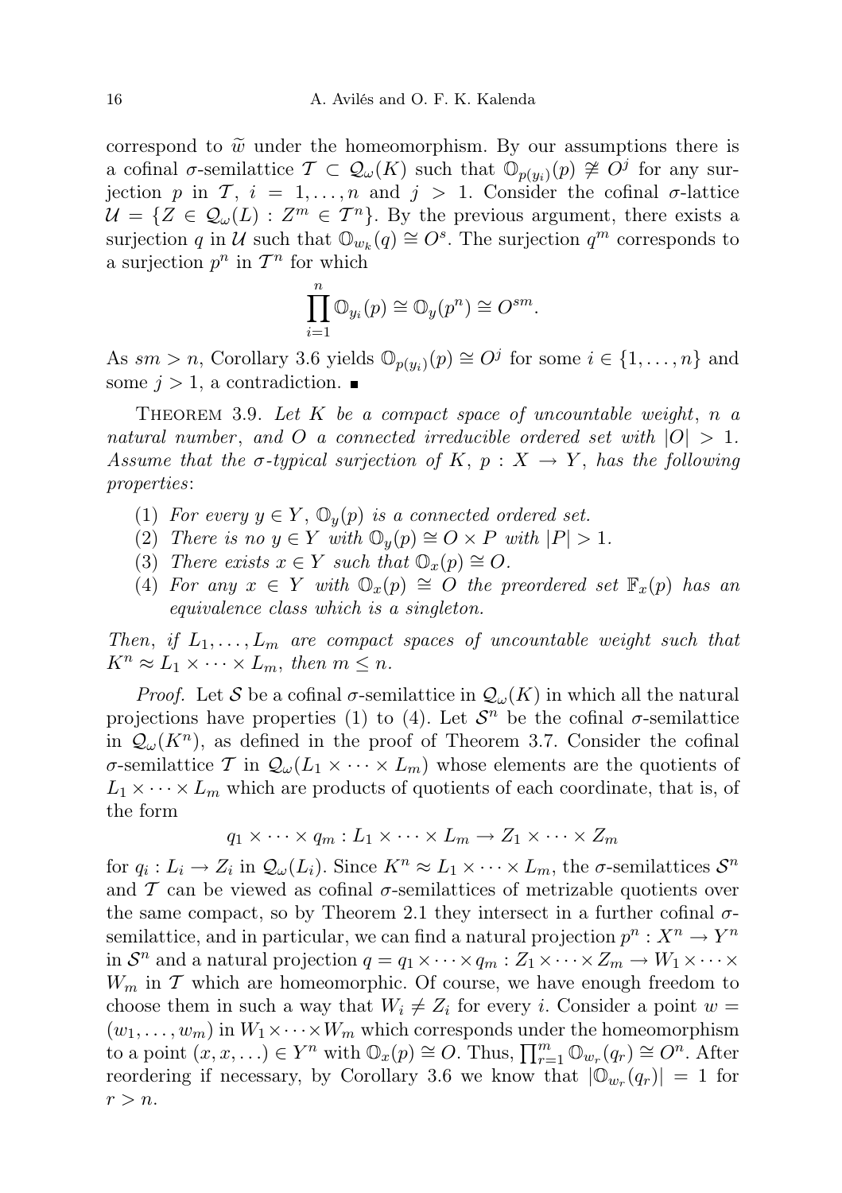correspond to $\widetilde{w}$ under the homeomorphism. By our assumptions there is a cofinal $\sigma$-semilattice $\mathcal{T} \subset \mathcal{Q}_\omega(K)$ such that $\mathbb{O}_{p(y_i)}(p) \not\cong O^j$ for any surjection $p$ in $\mathcal{T}$, $i = 1, \ldots, n$ and $j > 1$. Consider the cofinal $\sigma$-lattice $\mathcal{U} = \{Z \in \mathcal{Q}_\omega(L) : Z^m \in \mathcal{T}^n\}$. By the previous argument, there exists a surjection $q$ in $\mathcal{U}$ such that $\mathbb{O}_{w_k}(q) \cong O^s$. The surjection $q^m$ corresponds to a surjection $p^n$ in $\mathcal{T}^n$ for which

$$\prod_{i=1}^{n} \mathbb{O}_{y_i}(p) \cong \mathbb{O}_y(p^n) \cong O^{sm}.$$

As $sm > n$, Corollary 3.6 yields $\mathbb{O}_{p(y_i)}(p) \cong O^j$ for some $i \in \{1, \ldots, n\}$ and some $j > 1$, a contradiction. ∎

Theorem 3.9. *Let $K$ be a compact space of uncountable weight, $n$ a natural number, and $O$ a connected irreducible ordered set with $|O| > 1$. Assume that the $\sigma$-typical surjection of $K$, $p : X \to Y$, has the following properties*:

1. *For every $y \in Y$, $\mathbb{O}_y(p)$ is a connected ordered set.*
2. *There is no $y \in Y$ with $\mathbb{O}_y(p) \cong O \times P$ with $|P| > 1$.*
3. *There exists $x \in Y$ such that $\mathbb{O}_x(p) \cong O$.*
4. *For any $x \in Y$ with $\mathbb{O}_x(p) \cong O$ the preordered set $\mathbb{F}_x(p)$ has an equivalence class which is a singleton.*

*Then, if $L_1, \ldots, L_m$ are compact spaces of uncountable weight such that $K^n \approx L_1 \times \cdots \times L_m$, then $m \leq n$.*

*Proof.* Let $\mathcal{S}$ be a cofinal $\sigma$-semilattice in $\mathcal{Q}_\omega(K)$ in which all the natural projections have properties (1) to (4). Let $\mathcal{S}^n$ be the cofinal $\sigma$-semilattice in $\mathcal{Q}_\omega(K^n)$, as defined in the proof of Theorem 3.7. Consider the cofinal $\sigma$-semilattice $\mathcal{T}$ in $\mathcal{Q}_\omega(L_1 \times \cdots \times L_m)$ whose elements are the quotients of $L_1 \times \cdots \times L_m$ which are products of quotients of each coordinate, that is, of the form

$$q_1 \times \cdots \times q_m : L_1 \times \cdots \times L_m \to Z_1 \times \cdots \times Z_m$$

for $q_i : L_i \to Z_i$ in $\mathcal{Q}_\omega(L_i)$. Since $K^n \approx L_1 \times \cdots \times L_m$, the $\sigma$-semilattices $\mathcal{S}^n$ and $\mathcal{T}$ can be viewed as cofinal $\sigma$-semilattices of metrizable quotients over the same compact, so by Theorem 2.1 they intersect in a further cofinal $\sigma$-semilattice, and in particular, we can find a natural projection $p^n : X^n \to Y^n$ in $\mathcal{S}^n$ and a natural projection $q = q_1 \times \cdots \times q_m : Z_1 \times \cdots \times Z_m \to W_1 \times \cdots \times W_m$ in $\mathcal{T}$ which are homeomorphic. Of course, we have enough freedom to choose them in such a way that $W_i \neq Z_i$ for every $i$. Consider a point $w = (w_1, \ldots, w_m)$ in $W_1 \times \cdots \times W_m$ which corresponds under the homeomorphism to a point $(x, x, \ldots) \in Y^n$ with $\mathbb{O}_x(p) \cong O$. Thus, $\prod_{r=1}^{m} \mathbb{O}_{w_r}(q_r) \cong O^n$. After reordering if necessary, by Corollary 3.6 we know that $|\mathbb{O}_{w_r}(q_r)| = 1$ for $r > n$.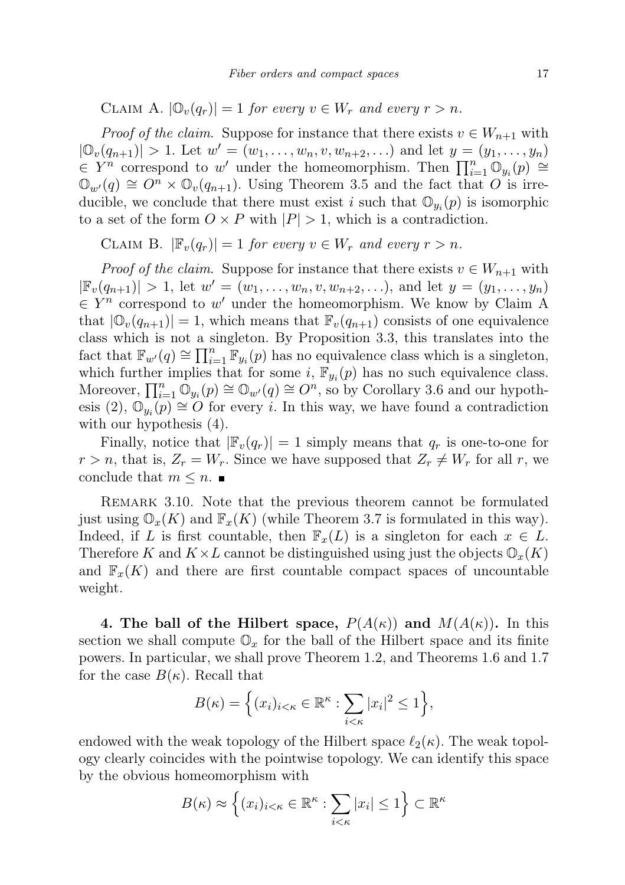CLAIM A. *$|\mathbb{O}_v(q_r)| = 1$ for every $v \in W_r$ and every $r > n$.*

*Proof of the claim.* Suppose for instance that there exists $v \in W_{n+1}$ with $|\mathbb{O}_v(q_{n+1})| > 1$. Let $w' = (w_1, \ldots, w_n, v, w_{n+2}, \ldots)$ and let $y = (y_1, \ldots, y_n) \in Y^n$ correspond to $w'$ under the homeomorphism. Then $\prod_{i=1}^n \mathbb{O}_{y_i}(p) \cong \mathbb{O}_{w'}(q) \cong O^n \times \mathbb{O}_v(q_{n+1})$. Using Theorem 3.5 and the fact that $O$ is irreducible, we conclude that there must exist $i$ such that $\mathbb{O}_{y_i}(p)$ is isomorphic to a set of the form $O \times P$ with $|P| > 1$, which is a contradiction.

CLAIM B. *$|\mathbb{F}_v(q_r)| = 1$ for every $v \in W_r$ and every $r > n$.*

*Proof of the claim.* Suppose for instance that there exists $v \in W_{n+1}$ with $|\mathbb{F}_v(q_{n+1})| > 1$, let $w' = (w_1, \ldots, w_n, v, w_{n+2}, \ldots)$, and let $y = (y_1, \ldots, y_n) \in Y^n$ correspond to $w'$ under the homeomorphism. We know by Claim A that $|\mathbb{O}_v(q_{n+1})| = 1$, which means that $\mathbb{F}_v(q_{n+1})$ consists of one equivalence class which is not a singleton. By Proposition 3.3, this translates into the fact that $\mathbb{F}_{w'}(q) \cong \prod_{i=1}^n \mathbb{F}_{y_i}(p)$ has no equivalence class which is a singleton, which further implies that for some $i$, $\mathbb{F}_{y_i}(p)$ has no such equivalence class. Moreover, $\prod_{i=1}^n \mathbb{O}_{y_i}(p) \cong \mathbb{O}_{w'}(q) \cong O^n$, so by Corollary 3.6 and our hypothesis (2), $\mathbb{O}_{y_i}(p) \cong O$ for every $i$. In this way, we have found a contradiction with our hypothesis (4).

Finally, notice that $|\mathbb{F}_v(q_r)| = 1$ simply means that $q_r$ is one-to-one for $r > n$, that is, $Z_r = W_r$. Since we have supposed that $Z_r \neq W_r$ for all $r$, we conclude that $m \leq n$. ∎

REMARK 3.10. Note that the previous theorem cannot be formulated just using $\mathbb{O}_x(K)$ and $\mathbb{F}_x(K)$ (while Theorem 3.7 is formulated in this way). Indeed, if $L$ is first countable, then $\mathbb{F}_x(L)$ is a singleton for each $x \in L$. Therefore $K$ and $K \times L$ cannot be distinguished using just the objects $\mathbb{O}_x(K)$ and $\mathbb{F}_x(K)$ and there are first countable compact spaces of uncountable weight.

**4. The ball of the Hilbert space, $P(A(\kappa))$ and $M(A(\kappa))$.** In this section we shall compute $\mathbb{O}_x$ for the ball of the Hilbert space and its finite powers. In particular, we shall prove Theorem 1.2, and Theorems 1.6 and 1.7 for the case $B(\kappa)$. Recall that

$$B(\kappa) = \Big\{(x_i)_{i<\kappa} \in \mathbb{R}^\kappa : \sum_{i<\kappa} |x_i|^2 \leq 1\Big\},$$

endowed with the weak topology of the Hilbert space $\ell_2(\kappa)$. The weak topology clearly coincides with the pointwise topology. We can identify this space by the obvious homeomorphism with

$$B(\kappa) \approx \Big\{(x_i)_{i<\kappa} \in \mathbb{R}^\kappa : \sum_{i<\kappa} |x_i| \leq 1\Big\} \subset \mathbb{R}^\kappa$$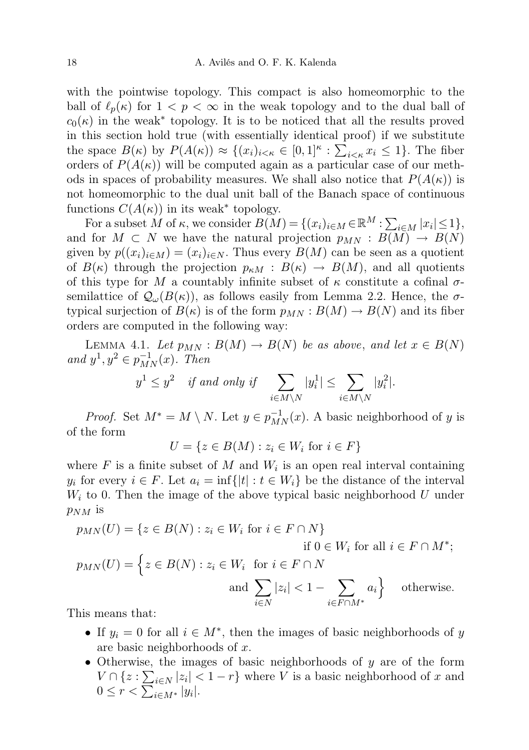with the pointwise topology. This compact is also homeomorphic to the ball of $\ell_p(\kappa)$ for $1 < p < \infty$ in the weak topology and to the dual ball of $c_0(\kappa)$ in the weak* topology. It is to be noticed that all the results proved in this section hold true (with essentially identical proof) if we substitute the space $B(\kappa)$ by $P(A(\kappa)) \approx \{(x_i)_{i<\kappa} \in [0,1]^\kappa : \sum_{i<\kappa} x_i \leq 1\}$. The fiber orders of $P(A(\kappa))$ will be computed again as a particular case of our methods in spaces of probability measures. We shall also notice that $P(A(\kappa))$ is not homeomorphic to the dual unit ball of the Banach space of continuous functions $C(A(\kappa))$ in its weak* topology.

For a subset $M$ of $\kappa$, we consider $B(M) = \{(x_i)_{i\in M} \in \mathbb{R}^M : \sum_{i\in M} |x_i| \leq 1\}$, and for $M \subset N$ we have the natural projection $p_{MN} : B(M) \to B(N)$ given by $p((x_i)_{i\in M}) = (x_i)_{i\in N}$. Thus every $B(M)$ can be seen as a quotient of $B(\kappa)$ through the projection $p_{\kappa M} : B(\kappa) \to B(M)$, and all quotients of this type for $M$ a countably infinite subset of $\kappa$ constitute a cofinal $\sigma$-semilattice of $\mathcal{Q}_\omega(B(\kappa))$, as follows easily from Lemma 2.2. Hence, the $\sigma$-typical surjection of $B(\kappa)$ is of the form $p_{MN} : B(M) \to B(N)$ and its fiber orders are computed in the following way:

Lemma 4.1. *Let $p_{MN} : B(M) \to B(N)$ be as above, and let $x \in B(N)$ and $y^1, y^2 \in p_{MN}^{-1}(x)$. Then*

$$y^1 \leq y^2 \quad \textit{if and only if} \quad \sum_{i\in M\setminus N} |y_i^1| \leq \sum_{i\in M\setminus N} |y_i^2|.$$

*Proof.* Set $M^* = M \setminus N$. Let $y \in p_{MN}^{-1}(x)$. A basic neighborhood of $y$ is of the form

$$U = \{z \in B(M) : z_i \in W_i \text{ for } i \in F\}$$

where $F$ is a finite subset of $M$ and $W_i$ is an open real interval containing $y_i$ for every $i \in F$. Let $a_i = \inf\{|t| : t \in W_i\}$ be the distance of the interval $W_i$ to 0. Then the image of the above typical basic neighborhood $U$ under $p_{NM}$ is

$$p_{MN}(U) = \{z \in B(N) : z_i \in W_i \text{ for } i \in F \cap N\} \qquad \text{if } 0 \in W_i \text{ for all } i \in F \cap M^*;$$

$$p_{MN}(U) = \Big\{z \in B(N) : z_i \in W_i \ \text{ for } i \in F \cap N \text{ and } \sum_{i\in N} |z_i| < 1 - \sum_{i\in F\cap M^*} a_i\Big\} \quad \text{otherwise.}$$

This means that:

- If $y_i = 0$ for all $i \in M^*$, then the images of basic neighborhoods of $y$ are basic neighborhoods of $x$.
- Otherwise, the images of basic neighborhoods of $y$ are of the form $V \cap \{z : \sum_{i\in N} |z_i| < 1 - r\}$ where $V$ is a basic neighborhood of $x$ and $0 \leq r < \sum_{i\in M^*} |y_i|$.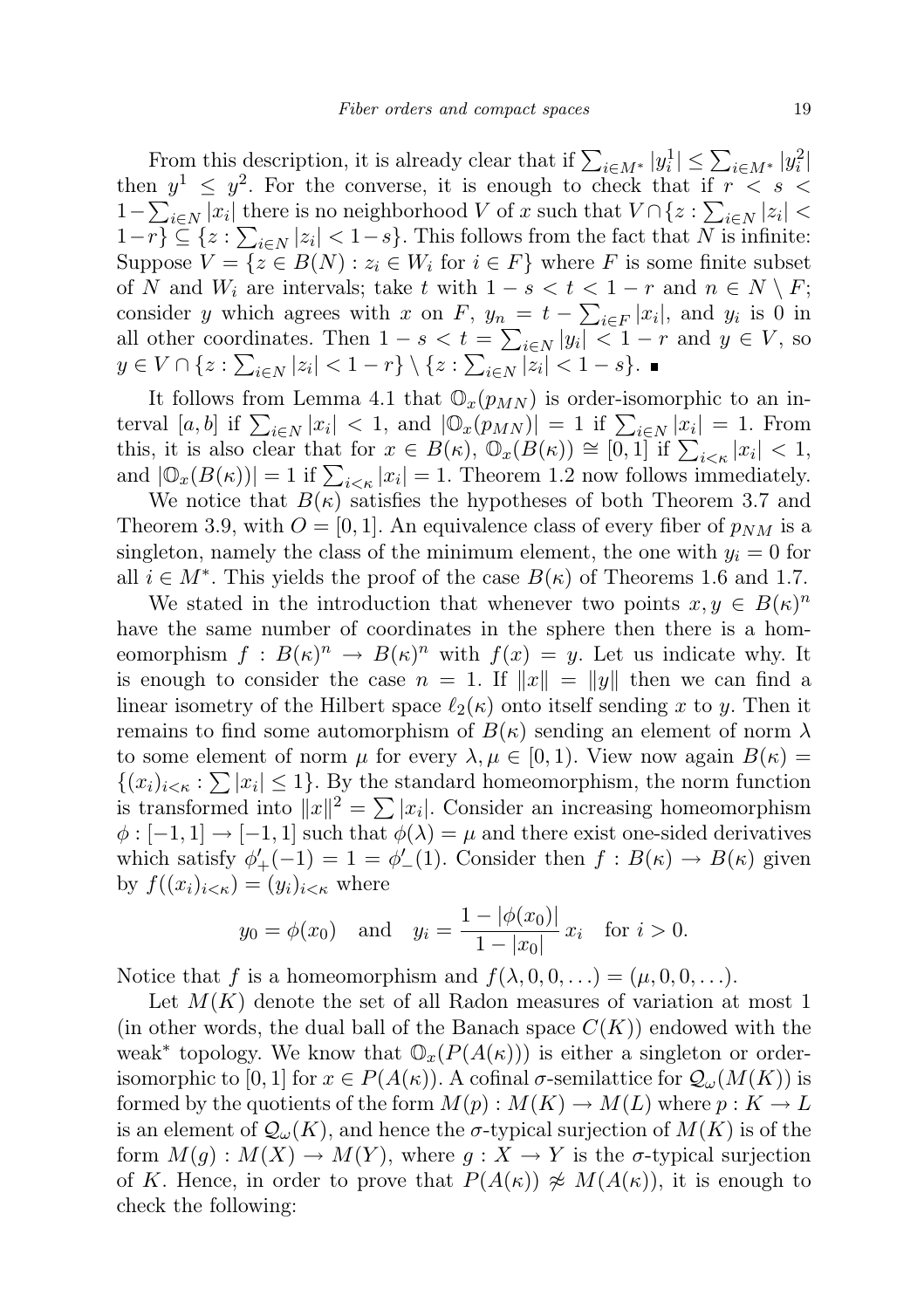From this description, it is already clear that if $\sum_{i\in M^*}|y_i^1| \leq \sum_{i\in M^*}|y_i^2|$ then $y^1 \leq y^2$. For the converse, it is enough to check that if $r < s < 1-\sum_{i\in N}|x_i|$ there is no neighborhood $V$ of $x$ such that $V\cap\{z : \sum_{i\in N}|z_i| < 1-r\} \subseteq \{z : \sum_{i\in N}|z_i| < 1-s\}$. This follows from the fact that $N$ is infinite: Suppose $V = \{z \in B(N) : z_i \in W_i \text{ for } i \in F\}$ where $F$ is some finite subset of $N$ and $W_i$ are intervals; take $t$ with $1-s < t < 1-r$ and $n \in N \setminus F$; consider $y$ which agrees with $x$ on $F$, $y_n = t - \sum_{i\in F}|x_i|$, and $y_i$ is 0 in all other coordinates. Then $1-s < t = \sum_{i\in N}|y_i| < 1-r$ and $y \in V$, so $y \in V \cap \{z : \sum_{i\in N}|z_i| < 1-r\} \setminus \{z : \sum_{i\in N}|z_i| < 1-s\}$. ∎

It follows from Lemma 4.1 that $\mathbb{O}_x(p_{MN})$ is order-isomorphic to an interval $[a,b]$ if $\sum_{i\in N}|x_i| < 1$, and $|\mathbb{O}_x(p_{MN})| = 1$ if $\sum_{i\in N}|x_i| = 1$. From this, it is also clear that for $x \in B(\kappa)$, $\mathbb{O}_x(B(\kappa)) \cong [0,1]$ if $\sum_{i<\kappa}|x_i| < 1$, and $|\mathbb{O}_x(B(\kappa))| = 1$ if $\sum_{i<\kappa}|x_i| = 1$. Theorem 1.2 now follows immediately.

We notice that $B(\kappa)$ satisfies the hypotheses of both Theorem 3.7 and Theorem 3.9, with $O = [0,1]$. An equivalence class of every fiber of $p_{NM}$ is a singleton, namely the class of the minimum element, the one with $y_i = 0$ for all $i \in M^*$. This yields the proof of the case $B(\kappa)$ of Theorems 1.6 and 1.7.

We stated in the introduction that whenever two points $x, y \in B(\kappa)^n$ have the same number of coordinates in the sphere then there is a homeomorphism $f : B(\kappa)^n \to B(\kappa)^n$ with $f(x) = y$. Let us indicate why. It is enough to consider the case $n = 1$. If $\|x\| = \|y\|$ then we can find a linear isometry of the Hilbert space $\ell_2(\kappa)$ onto itself sending $x$ to $y$. Then it remains to find some automorphism of $B(\kappa)$ sending an element of norm $\lambda$ to some element of norm $\mu$ for every $\lambda, \mu \in [0,1)$. View now again $B(\kappa) = \{(x_i)_{i<\kappa} : \sum|x_i| \leq 1\}$. By the standard homeomorphism, the norm function is transformed into $\|x\|^2 = \sum|x_i|$. Consider an increasing homeomorphism $\phi : [-1,1] \to [-1,1]$ such that $\phi(\lambda) = \mu$ and there exist one-sided derivatives which satisfy $\phi'_+(-1) = 1 = \phi'_-(1)$. Consider then $f : B(\kappa) \to B(\kappa)$ given by $f((x_i)_{i<\kappa}) = (y_i)_{i<\kappa}$ where

$$y_0 = \phi(x_0) \quad \text{and} \quad y_i = \frac{1-|\phi(x_0)|}{1-|x_0|}\,x_i \quad \text{for } i > 0.$$

Notice that $f$ is a homeomorphism and $f(\lambda, 0, 0, \ldots) = (\mu, 0, 0, \ldots)$.

Let $M(K)$ denote the set of all Radon measures of variation at most 1 (in other words, the dual ball of the Banach space $C(K)$) endowed with the weak* topology. We know that $\mathbb{O}_x(P(A(\kappa)))$ is either a singleton or order-isomorphic to $[0,1]$ for $x \in P(A(\kappa))$. A cofinal $\sigma$-semilattice for $\mathcal{Q}_\omega(M(K))$ is formed by the quotients of the form $M(p) : M(K) \to M(L)$ where $p : K \to L$ is an element of $\mathcal{Q}_\omega(K)$, and hence the $\sigma$-typical surjection of $M(K)$ is of the form $M(g) : M(X) \to M(Y)$, where $g : X \to Y$ is the $\sigma$-typical surjection of $K$. Hence, in order to prove that $P(A(\kappa)) \not\approx M(A(\kappa))$, it is enough to check the following: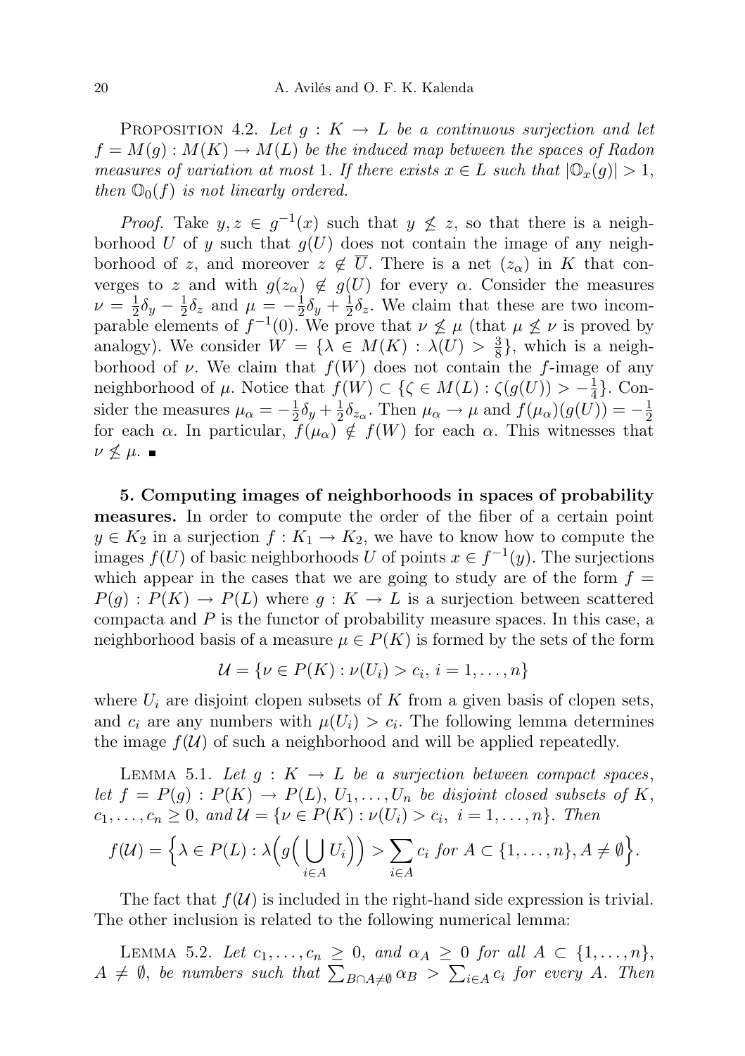Proposition 4.2. *Let $g : K \to L$ be a continuous surjection and let $f = M(g) : M(K) \to M(L)$ be the induced map between the spaces of Radon measures of variation at most 1. If there exists $x \in L$ such that $|\mathbb{O}_x(g)| > 1$, then $\mathbb{O}_0(f)$ is not linearly ordered.*

*Proof.* Take $y, z \in g^{-1}(x)$ such that $y \not\leq z$, so that there is a neighborhood $U$ of $y$ such that $g(U)$ does not contain the image of any neighborhood of $z$, and moreover $z \notin \overline{U}$. There is a net $(z_\alpha)$ in $K$ that converges to $z$ and with $g(z_\alpha) \notin g(U)$ for every $\alpha$. Consider the measures $\nu = \frac{1}{2}\delta_y - \frac{1}{2}\delta_z$ and $\mu = -\frac{1}{2}\delta_y + \frac{1}{2}\delta_z$. We claim that these are two incomparable elements of $f^{-1}(0)$. We prove that $\nu \not\leq \mu$ (that $\mu \not\leq \nu$ is proved by analogy). We consider $W = \{\lambda \in M(K) : \lambda(U) > \frac{3}{8}\}$, which is a neighborhood of $\nu$. We claim that $f(W)$ does not contain the $f$-image of any neighborhood of $\mu$. Notice that $f(W) \subset \{\zeta \in M(L) : \zeta(g(U)) > -\frac{1}{4}\}$. Consider the measures $\mu_\alpha = -\frac{1}{2}\delta_y + \frac{1}{2}\delta_{z_\alpha}$. Then $\mu_\alpha \to \mu$ and $f(\mu_\alpha)(g(U)) = -\frac{1}{2}$ for each $\alpha$. In particular, $f(\mu_\alpha) \notin f(W)$ for each $\alpha$. This witnesses that $\nu \not\leq \mu$. ■

**5. Computing images of neighborhoods in spaces of probability measures.** In order to compute the order of the fiber of a certain point $y \in K_2$ in a surjection $f : K_1 \to K_2$, we have to know how to compute the images $f(U)$ of basic neighborhoods $U$ of points $x \in f^{-1}(y)$. The surjections which appear in the cases that we are going to study are of the form $f = P(g) : P(K) \to P(L)$ where $g : K \to L$ is a surjection between scattered compacta and $P$ is the functor of probability measure spaces. In this case, a neighborhood basis of a measure $\mu \in P(K)$ is formed by the sets of the form

$$\mathcal{U} = \{\nu \in P(K) : \nu(U_i) > c_i,\ i = 1, \ldots, n\}$$

where $U_i$ are disjoint clopen subsets of $K$ from a given basis of clopen sets, and $c_i$ are any numbers with $\mu(U_i) > c_i$. The following lemma determines the image $f(\mathcal{U})$ of such a neighborhood and will be applied repeatedly.

Lemma 5.1. *Let $g : K \to L$ be a surjection between compact spaces, let $f = P(g) : P(K) \to P(L)$, $U_1, \ldots, U_n$ be disjoint closed subsets of $K$, $c_1, \ldots, c_n \geq 0$, and $\mathcal{U} = \{\nu \in P(K) : \nu(U_i) > c_i,\ i = 1, \ldots, n\}$. Then*

$$f(\mathcal{U}) = \Big\{\lambda \in P(L) : \lambda\Big(g\Big(\bigcup_{i\in A} U_i\Big)\Big) > \sum_{i\in A} c_i \text{ for } A \subset \{1, \ldots, n\}, A \neq \emptyset\Big\}.$$

The fact that $f(\mathcal{U})$ is included in the right-hand side expression is trivial. The other inclusion is related to the following numerical lemma:

Lemma 5.2. *Let $c_1, \ldots, c_n \geq 0$, and $\alpha_A \geq 0$ for all $A \subset \{1, \ldots, n\}$, $A \neq \emptyset$, be numbers such that $\sum_{B\cap A\neq\emptyset} \alpha_B > \sum_{i\in A} c_i$ for every $A$. Then*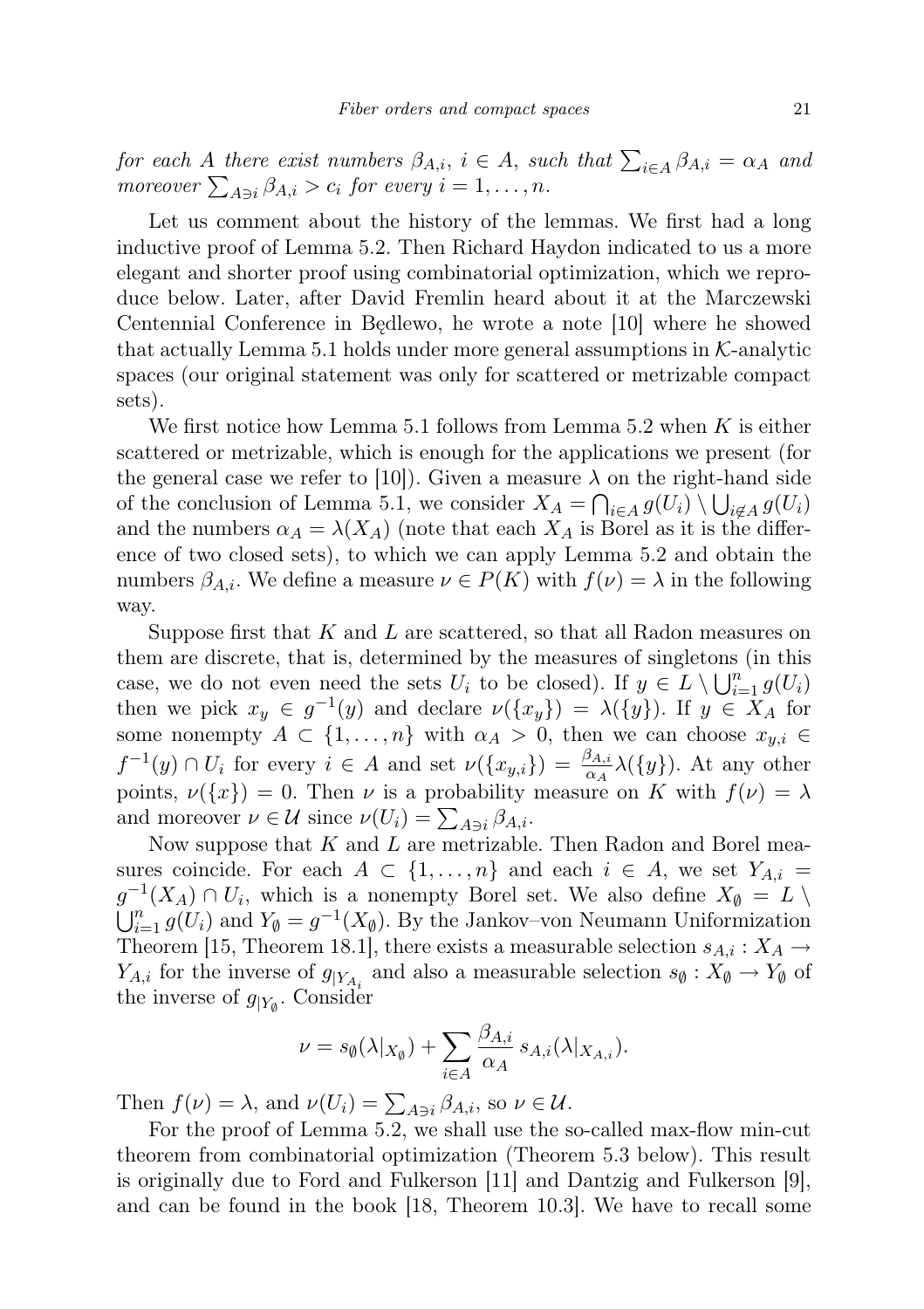*for each $A$ there exist numbers $\beta_{A,i}$, $i \in A$, such that $\sum_{i\in A} \beta_{A,i} = \alpha_A$ and moreover $\sum_{A\ni i} \beta_{A,i} > c_i$ for every $i = 1, \ldots, n$.*

Let us comment about the history of the lemmas. We first had a long inductive proof of Lemma 5.2. Then Richard Haydon indicated to us a more elegant and shorter proof using combinatorial optimization, which we reproduce below. Later, after David Fremlin heard about it at the Marczewski Centennial Conference in Będlewo, he wrote a note [10] where he showed that actually Lemma 5.1 holds under more general assumptions in $\mathcal{K}$-analytic spaces (our original statement was only for scattered or metrizable compact sets).

We first notice how Lemma 5.1 follows from Lemma 5.2 when $K$ is either scattered or metrizable, which is enough for the applications we present (for the general case we refer to [10]). Given a measure $\lambda$ on the right-hand side of the conclusion of Lemma 5.1, we consider $X_A = \bigcap_{i\in A} g(U_i) \setminus \bigcup_{i\notin A} g(U_i)$ and the numbers $\alpha_A = \lambda(X_A)$ (note that each $X_A$ is Borel as it is the difference of two closed sets), to which we can apply Lemma 5.2 and obtain the numbers $\beta_{A,i}$. We define a measure $\nu \in P(K)$ with $f(\nu) = \lambda$ in the following way.

Suppose first that $K$ and $L$ are scattered, so that all Radon measures on them are discrete, that is, determined by the measures of singletons (in this case, we do not even need the sets $U_i$ to be closed). If $y \in L \setminus \bigcup_{i=1}^n g(U_i)$ then we pick $x_y \in g^{-1}(y)$ and declare $\nu(\{x_y\}) = \lambda(\{y\})$. If $y \in X_A$ for some nonempty $A \subset \{1, \ldots, n\}$ with $\alpha_A > 0$, then we can choose $x_{y,i} \in f^{-1}(y) \cap U_i$ for every $i \in A$ and set $\nu(\{x_{y,i}\}) = \frac{\beta_{A,i}}{\alpha_A}\lambda(\{y\})$. At any other points, $\nu(\{x\}) = 0$. Then $\nu$ is a probability measure on $K$ with $f(\nu) = \lambda$ and moreover $\nu \in \mathcal{U}$ since $\nu(U_i) = \sum_{A\ni i} \beta_{A,i}$.

Now suppose that $K$ and $L$ are metrizable. Then Radon and Borel measures coincide. For each $A \subset \{1, \ldots, n\}$ and each $i \in A$, we set $Y_{A,i} = g^{-1}(X_A) \cap U_i$, which is a nonempty Borel set. We also define $X_\emptyset = L \setminus \bigcup_{i=1}^n g(U_i)$ and $Y_\emptyset = g^{-1}(X_\emptyset)$. By the Jankov–von Neumann Uniformization Theorem [15, Theorem 18.1], there exists a measurable selection $s_{A,i} : X_A \to Y_{A,i}$ for the inverse of $g_{|Y_{A_i}}$ and also a measurable selection $s_\emptyset : X_\emptyset \to Y_\emptyset$ of the inverse of $g_{|Y_\emptyset}$. Consider

$$\nu = s_\emptyset(\lambda|_{X_\emptyset}) + \sum_{i\in A} \frac{\beta_{A,i}}{\alpha_A}\, s_{A,i}(\lambda|_{X_{A,i}}).$$

Then $f(\nu) = \lambda$, and $\nu(U_i) = \sum_{A\ni i} \beta_{A,i}$, so $\nu \in \mathcal{U}$.

For the proof of Lemma 5.2, we shall use the so-called max-flow min-cut theorem from combinatorial optimization (Theorem 5.3 below). This result is originally due to Ford and Fulkerson [11] and Dantzig and Fulkerson [9], and can be found in the book [18, Theorem 10.3]. We have to recall some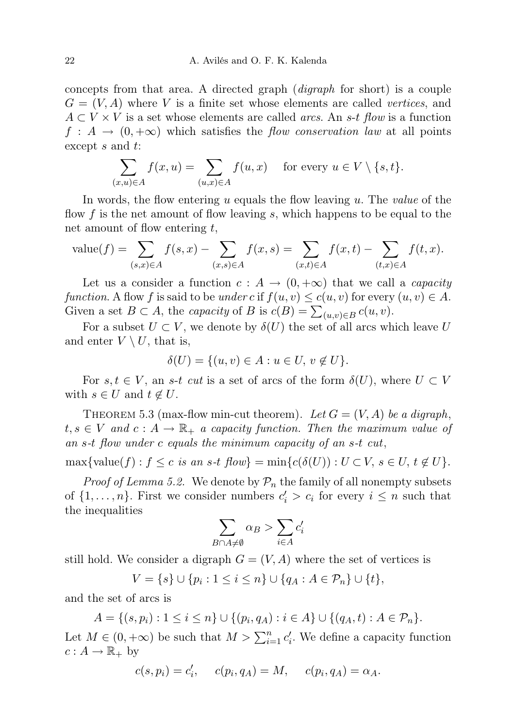concepts from that area. A directed graph (*digraph* for short) is a couple $G = (V, A)$ where $V$ is a finite set whose elements are called *vertices*, and $A \subset V \times V$ is a set whose elements are called *arcs*. An *s-t flow* is a function $f : A \to (0, +\infty)$ which satisfies the *flow conservation law* at all points except $s$ and $t$:

$$\sum_{(x,u)\in A} f(x,u) = \sum_{(u,x)\in A} f(u,x) \quad \text{ for every } u \in V \setminus \{s,t\}.$$

In words, the flow entering $u$ equals the flow leaving $u$. The *value* of the flow $f$ is the net amount of flow leaving $s$, which happens to be equal to the net amount of flow entering $t$,

$$\operatorname{value}(f) = \sum_{(s,x)\in A} f(s,x) - \sum_{(x,s)\in A} f(x,s) = \sum_{(x,t)\in A} f(x,t) - \sum_{(t,x)\in A} f(t,x).$$

Let us a consider a function $c : A \to (0, +\infty)$ that we call a *capacity function*. A flow $f$ is said to be *under* $c$ if $f(u, v) \le c(u, v)$ for every $(u, v) \in A$. Given a set $B \subset A$, the *capacity* of $B$ is $c(B) = \sum_{(u,v)\in B} c(u, v)$.

For a subset $U \subset V$, we denote by $\delta(U)$ the set of all arcs which leave $U$ and enter $V \setminus U$, that is,

$$\delta(U) = \{(u,v) \in A : u \in U,\, v \notin U\}.$$

For $s, t \in V$, an *s-t cut* is a set of arcs of the form $\delta(U)$, where $U \subset V$ with $s \in U$ and $t \notin U$.

Theorem 5.3 (max-flow min-cut theorem). *Let $G = (V, A)$ be a digraph, $t, s \in V$ and $c : A \to \mathbb{R}_+$ a capacity function. Then the maximum value of an s-t flow under $c$ equals the minimum capacity of an s-t cut,*

$$\max\{\operatorname{value}(f) : f \le c \text{ is an s-t flow}\} = \min\{c(\delta(U)) : U \subset V,\, s \in U,\, t \notin U\}.$$

*Proof of Lemma 5.2.* We denote by $\mathcal{P}_n$ the family of all nonempty subsets of $\{1, \dots, n\}$. First we consider numbers $c'_i > c_i$ for every $i \le n$ such that the inequalities

$$\sum_{B\cap A\neq\emptyset} \alpha_B > \sum_{i\in A} c'_i$$

still hold. We consider a digraph $G = (V, A)$ where the set of vertices is

$$V = \{s\} \cup \{p_i : 1 \le i \le n\} \cup \{q_A : A \in \mathcal{P}_n\} \cup \{t\},$$

and the set of arcs is

$$A = \{(s, p_i) : 1 \le i \le n\} \cup \{(p_i, q_A) : i \in A\} \cup \{(q_A, t) : A \in \mathcal{P}_n\}.$$

Let $M \in (0, +\infty)$ be such that $M > \sum_{i=1}^n c'_i$. We define a capacity function $c : A \to \mathbb{R}_+$ by

$$c(s, p_i) = c'_i, \quad c(p_i, q_A) = M, \quad c(p_i, q_A) = \alpha_A.$$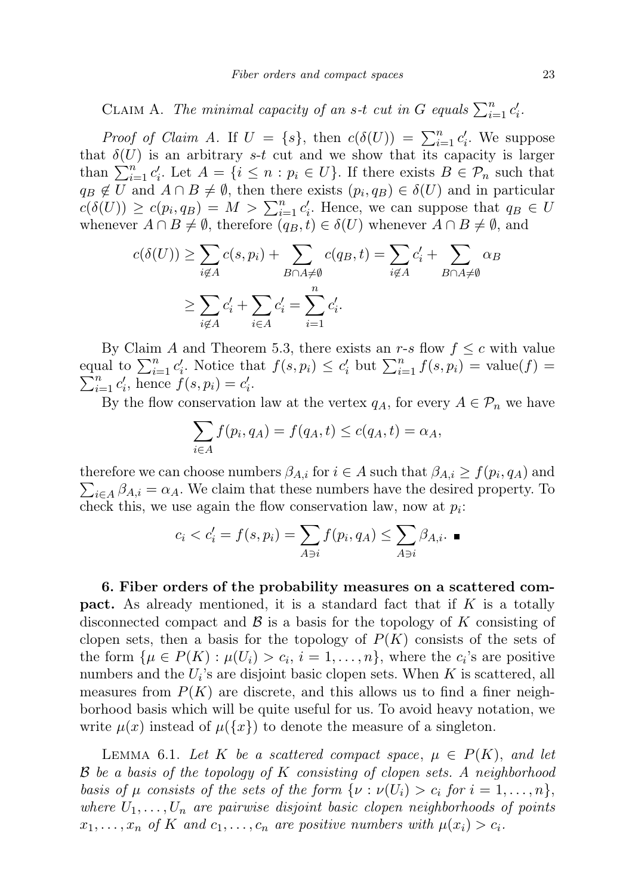Claim A. *The minimal capacity of an $s$-$t$ cut in $G$ equals $\sum_{i=1}^n c'_i$.*

*Proof of Claim A.* If $U = \{s\}$, then $c(\delta(U)) = \sum_{i=1}^n c'_i$. We suppose that $\delta(U)$ is an arbitrary $s$-$t$ cut and we show that its capacity is larger than $\sum_{i=1}^n c'_i$. Let $A = \{i \leq n : p_i \in U\}$. If there exists $B \in \mathcal{P}_n$ such that $q_B \notin U$ and $A \cap B \neq \emptyset$, then there exists $(p_i, q_B) \in \delta(U)$ and in particular $c(\delta(U)) \geq c(p_i, q_B) = M > \sum_{i=1}^n c'_i$. Hence, we can suppose that $q_B \in U$ whenever $A \cap B \neq \emptyset$, therefore $(q_B, t) \in \delta(U)$ whenever $A \cap B \neq \emptyset$, and

$$
\begin{aligned}
c(\delta(U)) &\geq \sum_{i \notin A} c(s, p_i) + \sum_{B \cap A \neq \emptyset} c(q_B, t) = \sum_{i \notin A} c'_i + \sum_{B \cap A \neq \emptyset} \alpha_B \\
&\geq \sum_{i \notin A} c'_i + \sum_{i \in A} c'_i = \sum_{i=1}^n c'_i.
\end{aligned}
$$

By Claim $A$ and Theorem 5.3, there exists an $r$-$s$ flow $f \leq c$ with value equal to $\sum_{i=1}^n c'_i$. Notice that $f(s, p_i) \leq c'_i$ but $\sum_{i=1}^n f(s, p_i) = \text{value}(f) = \sum_{i=1}^n c'_i$, hence $f(s, p_i) = c'_i$.

By the flow conservation law at the vertex $q_A$, for every $A \in \mathcal{P}_n$ we have

$$
\sum_{i \in A} f(p_i, q_A) = f(q_A, t) \leq c(q_A, t) = \alpha_A,
$$

therefore we can choose numbers $\beta_{A,i}$ for $i \in A$ such that $\beta_{A,i} \geq f(p_i, q_A)$ and $\sum_{i \in A} \beta_{A,i} = \alpha_A$. We claim that these numbers have the desired property. To check this, we use again the flow conservation law, now at $p_i$:

$$
c_i < c'_i = f(s, p_i) = \sum_{A \ni i} f(p_i, q_A) \leq \sum_{A \ni i} \beta_{A,i}. \quad \blacksquare
$$

**6. Fiber orders of the probability measures on a scattered compact.** As already mentioned, it is a standard fact that if $K$ is a totally disconnected compact and $\mathcal{B}$ is a basis for the topology of $K$ consisting of clopen sets, then a basis for the topology of $P(K)$ consists of the sets of the form $\{\mu \in P(K) : \mu(U_i) > c_i,\ i = 1, \ldots, n\}$, where the $c_i$'s are positive numbers and the $U_i$'s are disjoint basic clopen sets. When $K$ is scattered, all measures from $P(K)$ are discrete, and this allows us to find a finer neighborhood basis which will be quite useful for us. To avoid heavy notation, we write $\mu(x)$ instead of $\mu(\{x\})$ to denote the measure of a singleton.

Lemma 6.1. *Let $K$ be a scattered compact space, $\mu \in P(K)$, and let $\mathcal{B}$ be a basis of the topology of $K$ consisting of clopen sets. A neighborhood basis of $\mu$ consists of the sets of the form $\{\nu : \nu(U_i) > c_i \text{ for } i = 1, \ldots, n\}$, where $U_1, \ldots, U_n$ are pairwise disjoint basic clopen neighborhoods of points $x_1, \ldots, x_n$ of $K$ and $c_1, \ldots, c_n$ are positive numbers with $\mu(x_i) > c_i$.*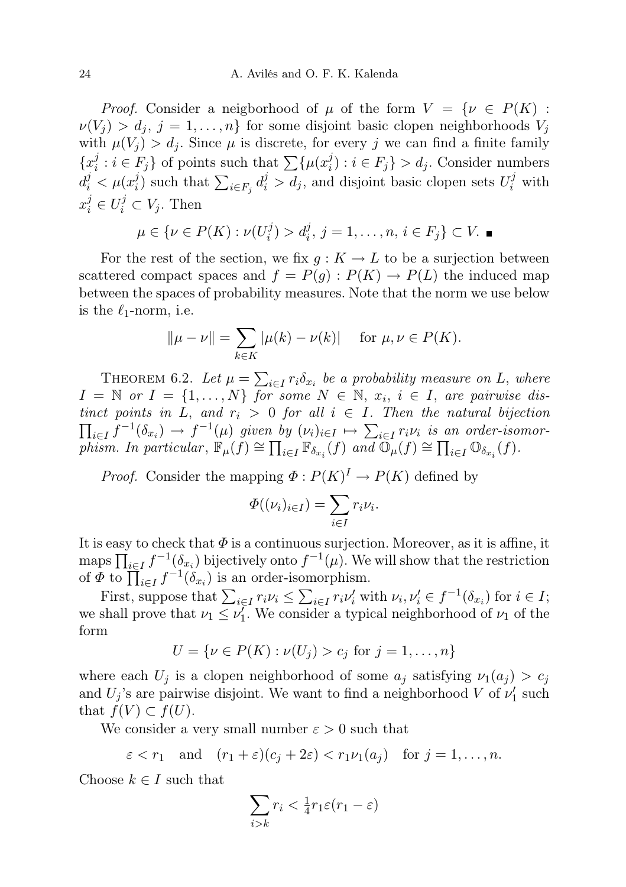*Proof.* Consider a neigborhood of $\mu$ of the form $V = \{\nu \in P(K) : \nu(V_j) > d_j,\ j = 1, \dots, n\}$ for some disjoint basic clopen neighborhoods $V_j$ with $\mu(V_j) > d_j$. Since $\mu$ is discrete, for every $j$ we can find a finite family $\{x_i^j : i \in F_j\}$ of points such that $\sum\{\mu(x_i^j) : i \in F_j\} > d_j$. Consider numbers $d_i^j < \mu(x_i^j)$ such that $\sum_{i \in F_j} d_i^j > d_j$, and disjoint basic clopen sets $U_i^j$ with $x_i^j \in U_i^j \subset V_j$. Then

$$\mu \in \{\nu \in P(K) : \nu(U_i^j) > d_i^j,\ j = 1, \dots, n,\ i \in F_j\} \subset V. \ \blacksquare$$

For the rest of the section, we fix $g : K \to L$ to be a surjection between scattered compact spaces and $f = P(g) : P(K) \to P(L)$ the induced map between the spaces of probability measures. Note that the norm we use below is the $\ell_1$-norm, i.e.

$$\|\mu - \nu\| = \sum_{k \in K} |\mu(k) - \nu(k)| \quad \text{for } \mu, \nu \in P(K).$$

THEOREM 6.2. *Let $\mu = \sum_{i \in I} r_i \delta_{x_i}$ be a probability measure on $L$, where $I = \mathbb{N}$ or $I = \{1, \dots, N\}$ for some $N \in \mathbb{N}$, $x_i$, $i \in I$, are pairwise distinct points in $L$, and $r_i > 0$ for all $i \in I$. Then the natural bijection $\prod_{i \in I} f^{-1}(\delta_{x_i}) \to f^{-1}(\mu)$ given by $(\nu_i)_{i \in I} \mapsto \sum_{i \in I} r_i \nu_i$ is an order-isomorphism. In particular, $\mathbb{F}_\mu(f) \cong \prod_{i \in I} \mathbb{F}_{\delta_{x_i}}(f)$ and $\mathbb{O}_\mu(f) \cong \prod_{i \in I} \mathbb{O}_{\delta_{x_i}}(f)$.*

*Proof.* Consider the mapping $\Phi : P(K)^I \to P(K)$ defined by

$$\Phi((\nu_i)_{i \in I}) = \sum_{i \in I} r_i \nu_i.$$

It is easy to check that $\Phi$ is a continuous surjection. Moreover, as it is affine, it maps $\prod_{i \in I} f^{-1}(\delta_{x_i})$ bijectively onto $f^{-1}(\mu)$. We will show that the restriction of $\Phi$ to $\prod_{i \in I} f^{-1}(\delta_{x_i})$ is an order-isomorphism.

First, suppose that $\sum_{i \in I} r_i \nu_i \leq \sum_{i \in I} r_i \nu_i'$ with $\nu_i, \nu_i' \in f^{-1}(\delta_{x_i})$ for $i \in I$; we shall prove that $\nu_1 \leq \nu_1'$. We consider a typical neighborhood of $\nu_1$ of the form

$$U = \{\nu \in P(K) : \nu(U_j) > c_j \text{ for } j = 1, \dots, n\}$$

where each $U_j$ is a clopen neighborhood of some $a_j$ satisfying $\nu_1(a_j) > c_j$ and $U_j$'s are pairwise disjoint. We want to find a neighborhood $V$ of $\nu_1'$ such that $f(V) \subset f(U)$.

We consider a very small number $\varepsilon > 0$ such that

$$\varepsilon < r_1 \quad \text{and} \quad (r_1 + \varepsilon)(c_j + 2\varepsilon) < r_1 \nu_1(a_j) \quad \text{for } j = 1, \dots, n.$$

Choose $k \in I$ such that

$$\sum_{i > k} r_i < \tfrac{1}{4} r_1 \varepsilon (r_1 - \varepsilon)$$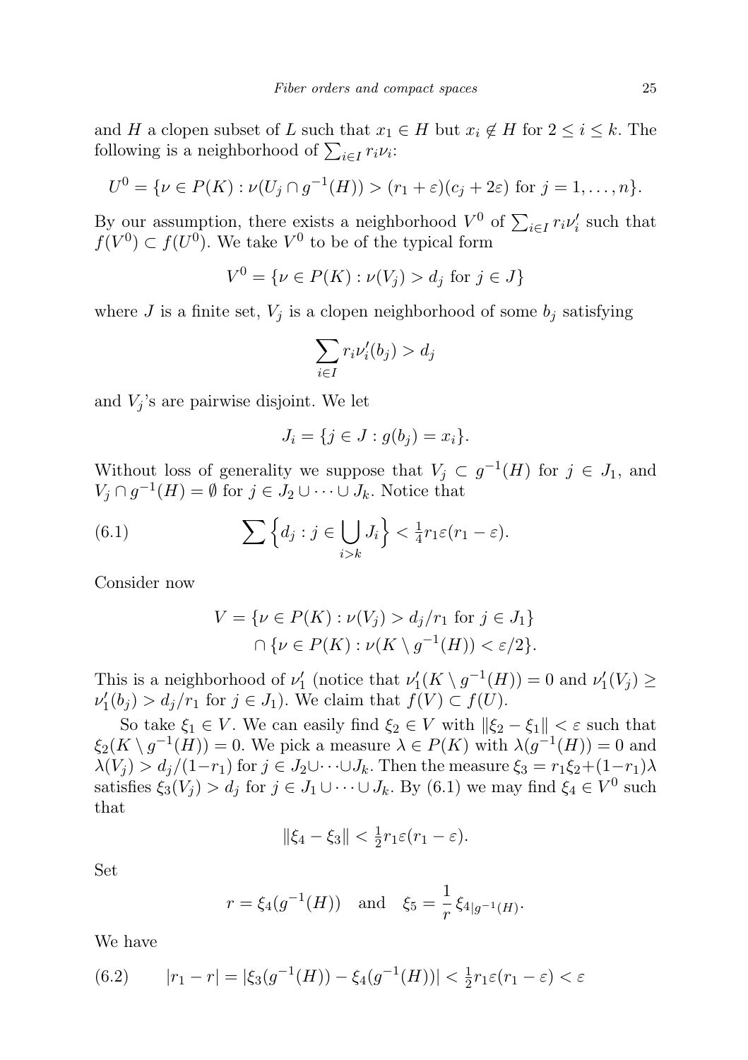and $H$ a clopen subset of $L$ such that $x_1 \in H$ but $x_i \notin H$ for $2 \le i \le k$. The following is a neighborhood of $\sum_{i \in I} r_i \nu_i$:

$$U^0 = \{\nu \in P(K) : \nu(U_j \cap g^{-1}(H)) > (r_1 + \varepsilon)(c_j + 2\varepsilon) \text{ for } j = 1, \dots, n\}.$$

By our assumption, there exists a neighborhood $V^0$ of $\sum_{i \in I} r_i \nu_i'$ such that $f(V^0) \subset f(U^0)$. We take $V^0$ to be of the typical form

$$V^0 = \{\nu \in P(K) : \nu(V_j) > d_j \text{ for } j \in J\}$$

where $J$ is a finite set, $V_j$ is a clopen neighborhood of some $b_j$ satisfying

$$\sum_{i \in I} r_i \nu_i'(b_j) > d_j$$

and $V_j$'s are pairwise disjoint. We let

$$J_i = \{j \in J : g(b_j) = x_i\}.$$

Without loss of generality we suppose that $V_j \subset g^{-1}(H)$ for $j \in J_1$, and $V_j \cap g^{-1}(H) = \emptyset$ for $j \in J_2 \cup \dots \cup J_k$. Notice that

$$\sum \Big\{ d_j : j \in \bigcup_{i > k} J_i \Big\} < \tfrac{1}{4} r_1 \varepsilon (r_1 - \varepsilon). \tag{6.1}$$

Consider now

$$\begin{aligned} V = {} & \{\nu \in P(K) : \nu(V_j) > d_j / r_1 \text{ for } j \in J_1\} \\ & \cap \{\nu \in P(K) : \nu(K \setminus g^{-1}(H)) < \varepsilon/2\}. \end{aligned}$$

This is a neighborhood of $\nu_1'$ (notice that $\nu_1'(K \setminus g^{-1}(H)) = 0$ and $\nu_1'(V_j) \ge \nu_1'(b_j) > d_j / r_1$ for $j \in J_1$). We claim that $f(V) \subset f(U)$.

So take $\xi_1 \in V$. We can easily find $\xi_2 \in V$ with $\|\xi_2 - \xi_1\| < \varepsilon$ such that $\xi_2(K \setminus g^{-1}(H)) = 0$. We pick a measure $\lambda \in P(K)$ with $\lambda(g^{-1}(H)) = 0$ and $\lambda(V_j) > d_j/(1 - r_1)$ for $j \in J_2 \cup \dots \cup J_k$. Then the measure $\xi_3 = r_1 \xi_2 + (1 - r_1)\lambda$ satisfies $\xi_3(V_j) > d_j$ for $j \in J_1 \cup \dots \cup J_k$. By (6.1) we may find $\xi_4 \in V^0$ such that

$$\|\xi_4 - \xi_3\| < \tfrac{1}{2} r_1 \varepsilon (r_1 - \varepsilon).$$

Set

$$r = \xi_4(g^{-1}(H)) \quad \text{and} \quad \xi_5 = \frac{1}{r} \xi_{4|g^{-1}(H)}.$$

We have

$$|r_1 - r| = |\xi_3(g^{-1}(H)) - \xi_4(g^{-1}(H))| < \tfrac{1}{2} r_1 \varepsilon (r_1 - \varepsilon) < \varepsilon \tag{6.2}$$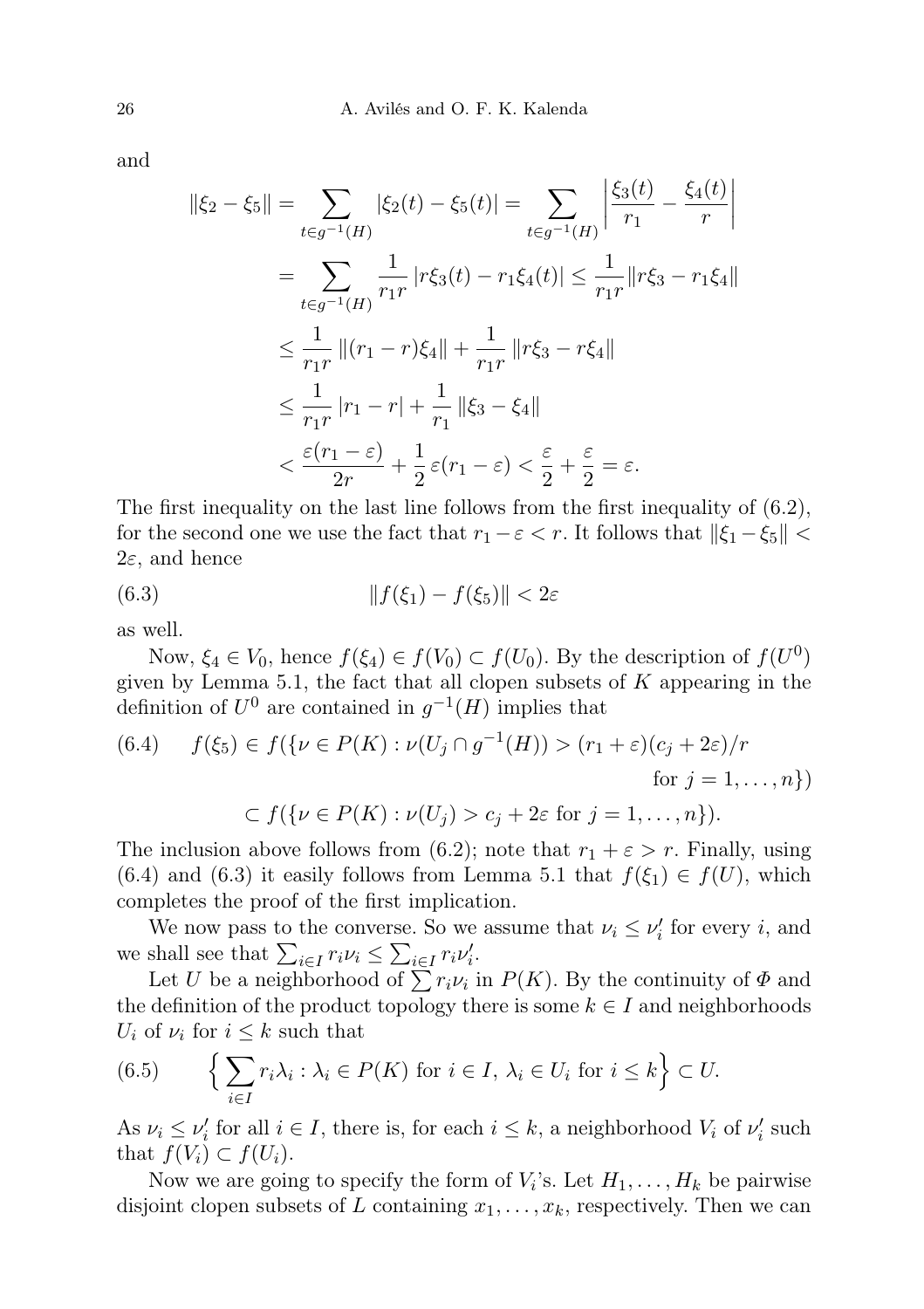and

$$
\begin{aligned}
\|\xi_2 - \xi_5\| &= \sum_{t\in g^{-1}(H)} |\xi_2(t) - \xi_5(t)| = \sum_{t\in g^{-1}(H)} \left| \frac{\xi_3(t)}{r_1} - \frac{\xi_4(t)}{r} \right| \\
&= \sum_{t\in g^{-1}(H)} \frac{1}{r_1 r} |r\xi_3(t) - r_1\xi_4(t)| \le \frac{1}{r_1 r} \|r\xi_3 - r_1\xi_4\| \\
&\le \frac{1}{r_1 r} \|(r_1 - r)\xi_4\| + \frac{1}{r_1 r} \|r\xi_3 - r\xi_4\| \\
&\le \frac{1}{r_1 r} |r_1 - r| + \frac{1}{r_1} \|\xi_3 - \xi_4\| \\
&< \frac{\varepsilon(r_1 - \varepsilon)}{2r} + \frac{1}{2}\varepsilon(r_1 - \varepsilon) < \frac{\varepsilon}{2} + \frac{\varepsilon}{2} = \varepsilon.
\end{aligned}
$$

The first inequality on the last line follows from the first inequality of (6.2), for the second one we use the fact that $r_1 - \varepsilon < r$. It follows that $\|\xi_1 - \xi_5\| < 2\varepsilon$, and hence

$$
\|f(\xi_1) - f(\xi_5)\| < 2\varepsilon \tag{6.3}
$$

as well.

Now, $\xi_4 \in V_0$, hence $f(\xi_4) \in f(V_0) \subset f(U_0)$. By the description of $f(U^0)$ given by Lemma 5.1, the fact that all clopen subsets of $K$ appearing in the definition of $U^0$ are contained in $g^{-1}(H)$ implies that

$$
\begin{aligned}
f(\xi_5) \in f(\{\nu \in P(K) : \nu(U_j \cap g^{-1}(H)) > (r_1 + \varepsilon)(c_j + 2\varepsilon)/r \\
\text{for } j = 1, \dots, n\}) \\
\subset f(\{\nu \in P(K) : \nu(U_j) > c_j + 2\varepsilon \text{ for } j = 1, \dots, n\}).
\end{aligned} \tag{6.4}
$$

The inclusion above follows from (6.2); note that $r_1 + \varepsilon > r$. Finally, using (6.4) and (6.3) it easily follows from Lemma 5.1 that $f(\xi_1) \in f(U)$, which completes the proof of the first implication.

We now pass to the converse. So we assume that $\nu_i \le \nu_i'$ for every $i$, and we shall see that $\sum_{i\in I} r_i\nu_i \le \sum_{i\in I} r_i\nu_i'$.

Let $U$ be a neighborhood of $\sum r_i\nu_i$ in $P(K)$. By the continuity of $\Phi$ and the definition of the product topology there is some $k \in I$ and neighborhoods $U_i$ of $\nu_i$ for $i \le k$ such that

$$
\Big\{ \sum_{i\in I} r_i\lambda_i : \lambda_i \in P(K) \text{ for } i \in I,\ \lambda_i \in U_i \text{ for } i \le k \Big\} \subset U. \tag{6.5}
$$

As $\nu_i \le \nu_i'$ for all $i \in I$, there is, for each $i \le k$, a neighborhood $V_i$ of $\nu_i'$ such that $f(V_i) \subset f(U_i)$.

Now we are going to specify the form of $V_i$'s. Let $H_1, \dots, H_k$ be pairwise disjoint clopen subsets of $L$ containing $x_1, \dots, x_k$, respectively. Then we can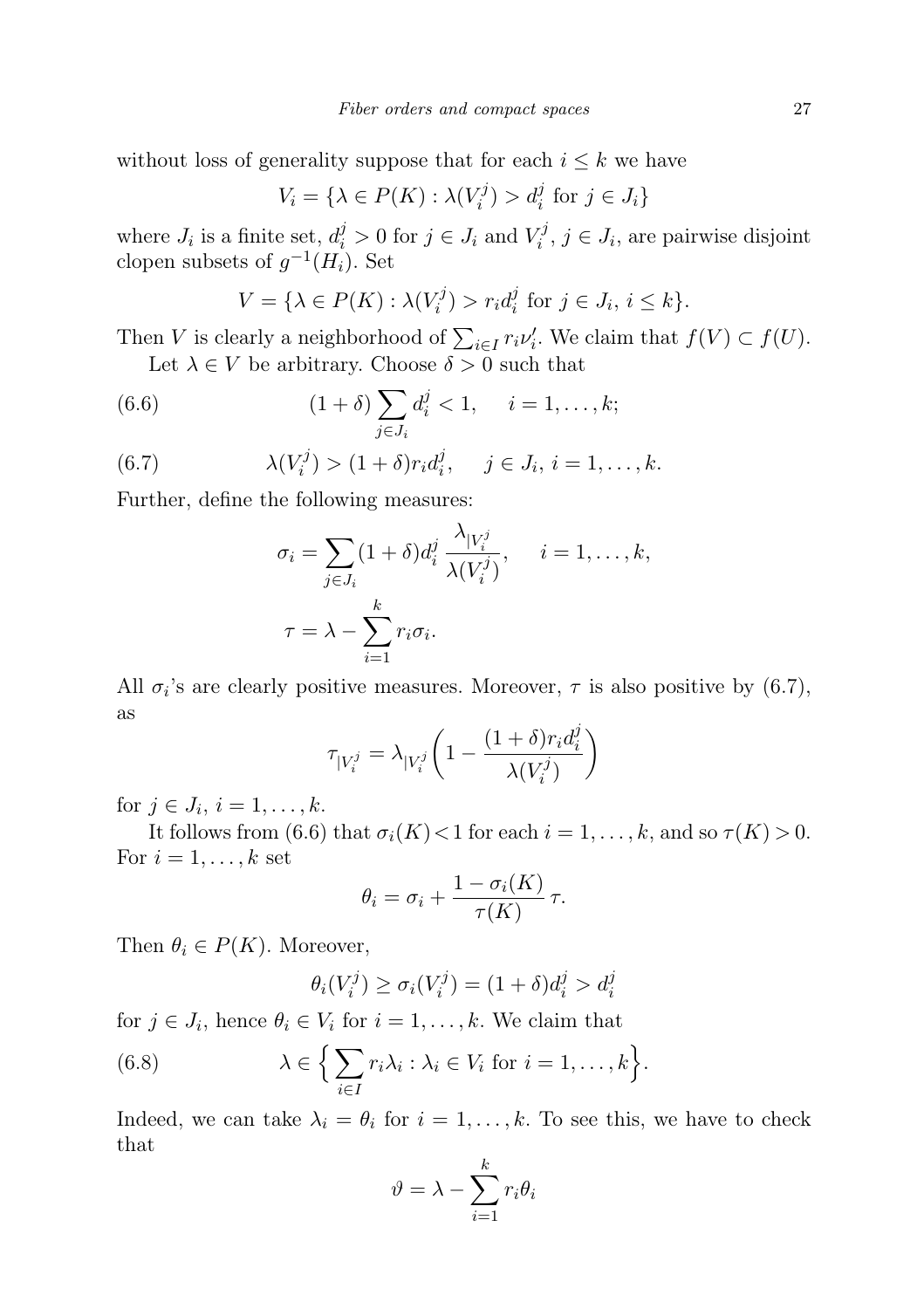without loss of generality suppose that for each $i \le k$ we have

$$V_i = \{\lambda \in P(K) : \lambda(V_i^j) > d_i^j \text{ for } j \in J_i\}$$

where $J_i$ is a finite set, $d_i^j > 0$ for $j \in J_i$ and $V_i^j$, $j \in J_i$, are pairwise disjoint clopen subsets of $g^{-1}(H_i)$. Set

$$V = \{\lambda \in P(K) : \lambda(V_i^j) > r_i d_i^j \text{ for } j \in J_i,\ i \le k\}.$$

Then $V$ is clearly a neighborhood of $\sum_{i\in I} r_i \nu_i'$. We claim that $f(V) \subset f(U)$.

Let $\lambda \in V$ be arbitrary. Choose $\delta > 0$ such that

$$(1+\delta)\sum_{j\in J_i} d_i^j < 1, \quad i = 1,\dots,k; \tag{6.6}$$

$$\lambda(V_i^j) > (1+\delta) r_i d_i^j, \quad j \in J_i,\ i = 1,\dots,k. \tag{6.7}$$

Further, define the following measures:

$$\sigma_i = \sum_{j\in J_i} (1+\delta) d_i^j \,\frac{\lambda_{|V_i^j}}{\lambda(V_i^j)}, \quad i = 1,\dots,k,$$

$$\tau = \lambda - \sum_{i=1}^k r_i \sigma_i.$$

All $\sigma_i$'s are clearly positive measures. Moreover, $\tau$ is also positive by (6.7), as

$$\tau_{|V_i^j} = \lambda_{|V_i^j}\left(1 - \frac{(1+\delta) r_i d_i^j}{\lambda(V_i^j)}\right)$$

for $j \in J_i$, $i = 1,\dots,k$.

It follows from (6.6) that $\sigma_i(K) < 1$ for each $i = 1,\dots,k$, and so $\tau(K) > 0$. For $i = 1,\dots,k$ set

$$\theta_i = \sigma_i + \frac{1-\sigma_i(K)}{\tau(K)}\,\tau.$$

Then $\theta_i \in P(K)$. Moreover,

$$\theta_i(V_i^j) \ge \sigma_i(V_i^j) = (1+\delta) d_i^j > d_i^j$$

for $j \in J_i$, hence $\theta_i \in V_i$ for $i = 1,\dots,k$. We claim that

$$\lambda \in \Big\{\sum_{i\in I} r_i \lambda_i : \lambda_i \in V_i \text{ for } i = 1,\dots,k\Big\}. \tag{6.8}$$

Indeed, we can take $\lambda_i = \theta_i$ for $i = 1,\dots,k$. To see this, we have to check that

$$\vartheta = \lambda - \sum_{i=1}^k r_i \theta_i$$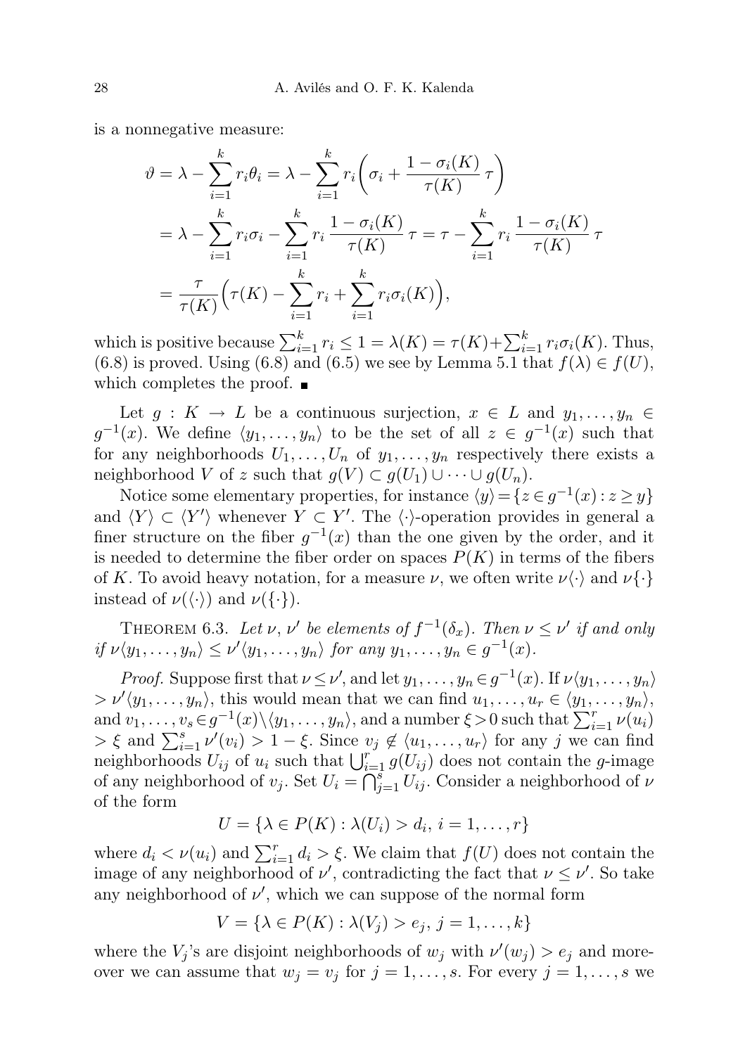is a nonnegative measure:

$$
\begin{aligned}
\vartheta &= \lambda - \sum_{i=1}^{k} r_i \theta_i = \lambda - \sum_{i=1}^{k} r_i \biggl( \sigma_i + \frac{1-\sigma_i(K)}{\tau(K)}\,\tau \biggr) \\
&= \lambda - \sum_{i=1}^{k} r_i \sigma_i - \sum_{i=1}^{k} r_i \,\frac{1-\sigma_i(K)}{\tau(K)}\,\tau = \tau - \sum_{i=1}^{k} r_i \,\frac{1-\sigma_i(K)}{\tau(K)}\,\tau \\
&= \frac{\tau}{\tau(K)} \Bigl( \tau(K) - \sum_{i=1}^{k} r_i + \sum_{i=1}^{k} r_i \sigma_i(K) \Bigr),
\end{aligned}
$$

which is positive because $\sum_{i=1}^{k} r_i \le 1 = \lambda(K) = \tau(K) + \sum_{i=1}^{k} r_i \sigma_i(K)$. Thus, (6.8) is proved. Using (6.8) and (6.5) we see by Lemma 5.1 that $f(\lambda) \in f(U)$, which completes the proof. ∎

Let $g : K \to L$ be a continuous surjection, $x \in L$ and $y_1, \ldots, y_n \in g^{-1}(x)$. We define $\langle y_1, \ldots, y_n \rangle$ to be the set of all $z \in g^{-1}(x)$ such that for any neighborhoods $U_1, \ldots, U_n$ of $y_1, \ldots, y_n$ respectively there exists a neighborhood $V$ of $z$ such that $g(V) \subset g(U_1) \cup \cdots \cup g(U_n)$.

Notice some elementary properties, for instance $\langle y \rangle = \{z \in g^{-1}(x) : z \ge y\}$ and $\langle Y \rangle \subset \langle Y' \rangle$ whenever $Y \subset Y'$. The $\langle \cdot \rangle$-operation provides in general a finer structure on the fiber $g^{-1}(x)$ than the one given by the order, and it is needed to determine the fiber order on spaces $P(K)$ in terms of the fibers of $K$. To avoid heavy notation, for a measure $\nu$, we often write $\nu\langle \cdot \rangle$ and $\nu\{\cdot\}$ instead of $\nu(\langle \cdot \rangle)$ and $\nu(\{\cdot\})$.

Theorem 6.3. *Let $\nu$, $\nu'$ be elements of $f^{-1}(\delta_x)$. Then $\nu \le \nu'$ if and only if $\nu\langle y_1, \ldots, y_n \rangle \le \nu'\langle y_1, \ldots, y_n \rangle$ for any $y_1, \ldots, y_n \in g^{-1}(x)$.*

*Proof.* Suppose first that $\nu \le \nu'$, and let $y_1, \ldots, y_n \in g^{-1}(x)$. If $\nu\langle y_1, \ldots, y_n \rangle > \nu'\langle y_1, \ldots, y_n \rangle$, this would mean that we can find $u_1, \ldots, u_r \in \langle y_1, \ldots, y_n \rangle$, and $v_1, \ldots, v_s \in g^{-1}(x) \setminus \langle y_1, \ldots, y_n \rangle$, and a number $\xi > 0$ such that $\sum_{i=1}^{r} \nu(u_i) > \xi$ and $\sum_{i=1}^{s} \nu'(v_i) > 1 - \xi$. Since $v_j \notin \langle u_1, \ldots, u_r \rangle$ for any $j$ we can find neighborhoods $U_{ij}$ of $u_i$ such that $\bigcup_{i=1}^{r} g(U_{ij})$ does not contain the $g$-image of any neighborhood of $v_j$. Set $U_i = \bigcap_{j=1}^{s} U_{ij}$. Consider a neighborhood of $\nu$ of the form

$$
U = \{\lambda \in P(K) : \lambda(U_i) > d_i,\ i = 1, \ldots, r\}
$$

where $d_i < \nu(u_i)$ and $\sum_{i=1}^{r} d_i > \xi$. We claim that $f(U)$ does not contain the image of any neighborhood of $\nu'$, contradicting the fact that $\nu \le \nu'$. So take any neighborhood of $\nu'$, which we can suppose of the normal form

$$
V = \{\lambda \in P(K) : \lambda(V_j) > e_j,\ j = 1, \ldots, k\}
$$

where the $V_j$'s are disjoint neighborhoods of $w_j$ with $\nu'(w_j) > e_j$ and moreover we can assume that $w_j = v_j$ for $j = 1, \ldots, s$. For every $j = 1, \ldots, s$ we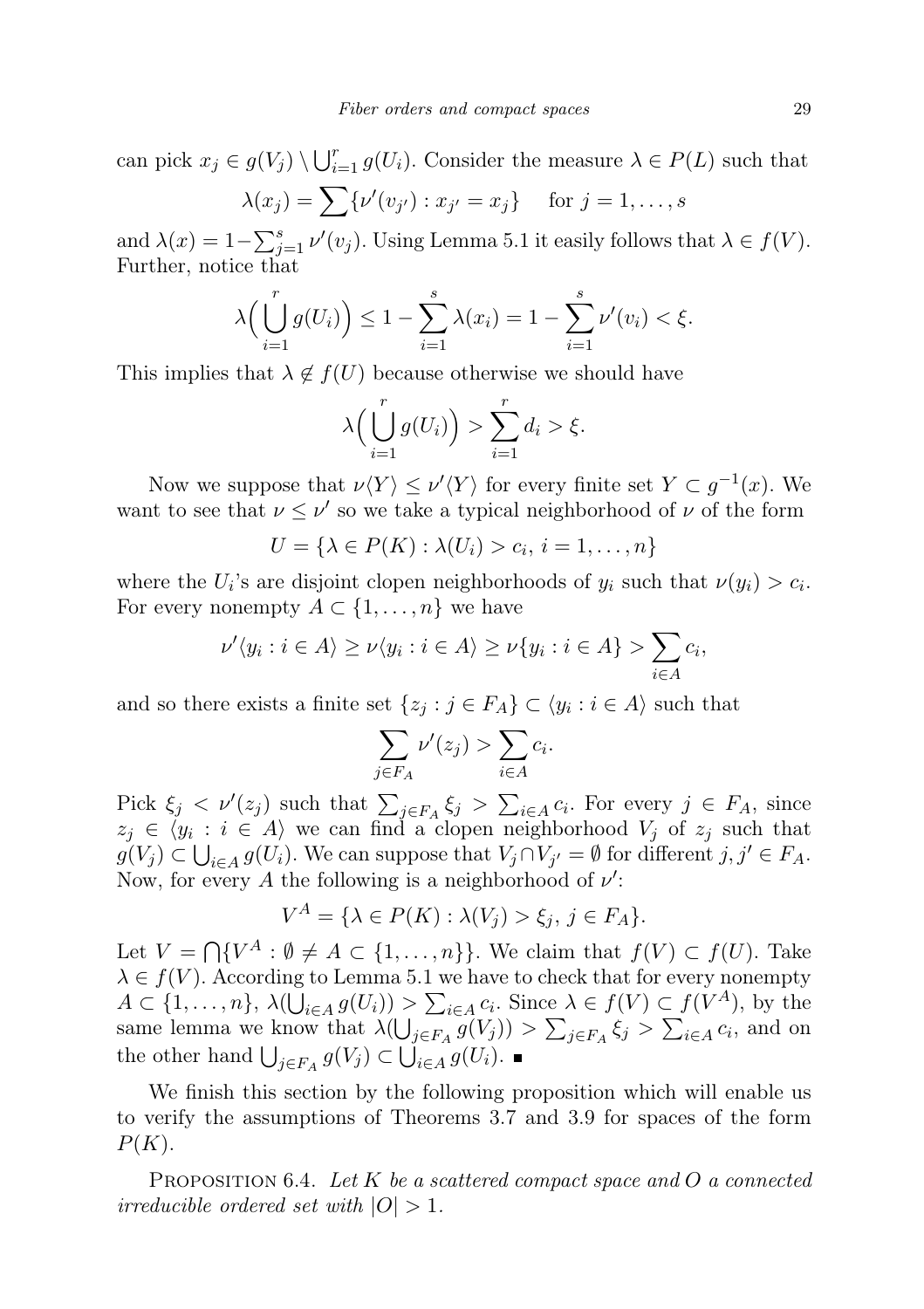can pick $x_j \in g(V_j) \setminus \bigcup_{i=1}^r g(U_i)$. Consider the measure $\lambda \in P(L)$ such that

$$\lambda(x_j) = \sum \{\nu'(v_{j'}) : x_{j'} = x_j\} \quad \text{for } j = 1, \ldots, s$$

and $\lambda(x) = 1 - \sum_{j=1}^s \nu'(v_j)$. Using Lemma 5.1 it easily follows that $\lambda \in f(V)$. Further, notice that

$$\lambda\Big(\bigcup_{i=1}^r g(U_i)\Big) \le 1 - \sum_{i=1}^s \lambda(x_i) = 1 - \sum_{i=1}^s \nu'(v_i) < \xi.$$

This implies that $\lambda \notin f(U)$ because otherwise we should have

$$\lambda\Big(\bigcup_{i=1}^r g(U_i)\Big) > \sum_{i=1}^r d_i > \xi.$$

Now we suppose that $\nu\langle Y\rangle \le \nu'\langle Y\rangle$ for every finite set $Y \subset g^{-1}(x)$. We want to see that $\nu \le \nu'$ so we take a typical neighborhood of $\nu$ of the form

$$U = \{\lambda \in P(K) : \lambda(U_i) > c_i,\ i = 1, \ldots, n\}$$

where the $U_i$'s are disjoint clopen neighborhoods of $y_i$ such that $\nu(y_i) > c_i$. For every nonempty $A \subset \{1, \ldots, n\}$ we have

$$\nu'\langle y_i : i \in A\rangle \ge \nu\langle y_i : i \in A\rangle \ge \nu\{y_i : i \in A\} > \sum_{i\in A} c_i,$$

and so there exists a finite set $\{z_j : j \in F_A\} \subset \langle y_i : i \in A\rangle$ such that

$$\sum_{j\in F_A} \nu'(z_j) > \sum_{i\in A} c_i.$$

Pick $\xi_j < \nu'(z_j)$ such that $\sum_{j\in F_A} \xi_j > \sum_{i\in A} c_i$. For every $j \in F_A$, since $z_j \in \langle y_i : i \in A\rangle$ we can find a clopen neighborhood $V_j$ of $z_j$ such that $g(V_j) \subset \bigcup_{i\in A} g(U_i)$. We can suppose that $V_j \cap V_{j'} = \emptyset$ for different $j, j' \in F_A$. Now, for every $A$ the following is a neighborhood of $\nu'$:

$$V^A = \{\lambda \in P(K) : \lambda(V_j) > \xi_j,\ j \in F_A\}.$$

Let $V = \bigcap\{V^A : \emptyset \ne A \subset \{1, \ldots, n\}\}$. We claim that $f(V) \subset f(U)$. Take $\lambda \in f(V)$. According to Lemma 5.1 we have to check that for every nonempty $A \subset \{1, \ldots, n\}$, $\lambda(\bigcup_{i\in A} g(U_i)) > \sum_{i\in A} c_i$. Since $\lambda \in f(V) \subset f(V^A)$, by the same lemma we know that $\lambda(\bigcup_{j\in F_A} g(V_j)) > \sum_{j\in F_A} \xi_j > \sum_{i\in A} c_i$, and on the other hand $\bigcup_{j\in F_A} g(V_j) \subset \bigcup_{i\in A} g(U_i)$. ∎

We finish this section by the following proposition which will enable us to verify the assumptions of Theorems 3.7 and 3.9 for spaces of the form $P(K)$.

PROPOSITION 6.4. *Let $K$ be a scattered compact space and $O$ a connected irreducible ordered set with $|O| > 1$.*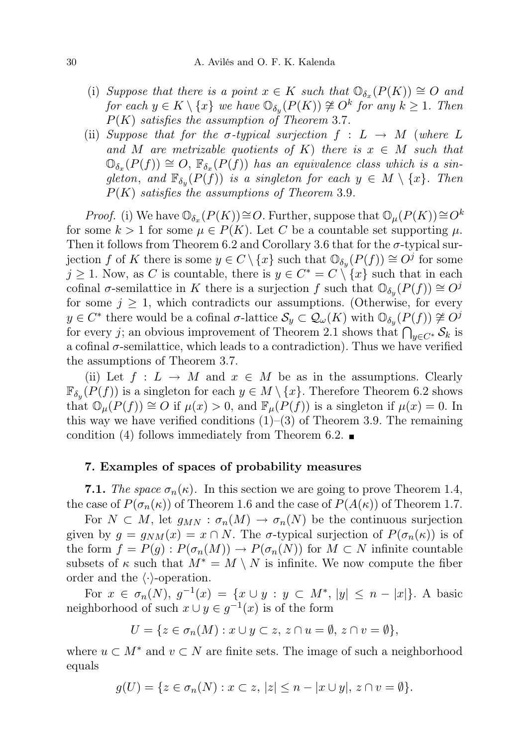(i) *Suppose that there is a point $x \in K$ such that $\mathbb{O}_{\delta_x}(P(K)) \cong O$ and for each $y \in K \setminus \{x\}$ we have $\mathbb{O}_{\delta_y}(P(K)) \not\cong O^k$ for any $k \geq 1$. Then $P(K)$ satisfies the assumption of Theorem* 3.7.

(ii) *Suppose that for the $\sigma$-typical surjection $f : L \to M$ (where $L$ and $M$ are metrizable quotients of $K$) there is $x \in M$ such that $\mathbb{O}_{\delta_x}(P(f)) \cong O$, $\mathbb{F}_{\delta_x}(P(f))$ has an equivalence class which is a singleton, and $\mathbb{F}_{\delta_y}(P(f))$ is a singleton for each $y \in M \setminus \{x\}$. Then $P(K)$ satisfies the assumptions of Theorem* 3.9.

*Proof.* (i) We have $\mathbb{O}_{\delta_x}(P(K)) \cong O$. Further, suppose that $\mathbb{O}_{\mu}(P(K)) \cong O^k$ for some $k > 1$ for some $\mu \in P(K)$. Let $C$ be a countable set supporting $\mu$. Then it follows from Theorem 6.2 and Corollary 3.6 that for the $\sigma$-typical surjection $f$ of $K$ there is some $y \in C \setminus \{x\}$ such that $\mathbb{O}_{\delta_y}(P(f)) \cong O^j$ for some $j \geq 1$. Now, as $C$ is countable, there is $y \in C^* = C \setminus \{x\}$ such that in each cofinal $\sigma$-semilattice in $K$ there is a surjection $f$ such that $\mathbb{O}_{\delta_y}(P(f)) \cong O^j$ for some $j \geq 1$, which contradicts our assumptions. (Otherwise, for every $y \in C^*$ there would be a cofinal $\sigma$-lattice $\mathcal{S}_y \subset \mathcal{Q}_\omega(K)$ with $\mathbb{O}_{\delta_y}(P(f)) \not\cong O^j$ for every $j$; an obvious improvement of Theorem 2.1 shows that $\bigcap_{y \in C^*} \mathcal{S}_k$ is a cofinal $\sigma$-semilattice, which leads to a contradiction). Thus we have verified the assumptions of Theorem 3.7.

(ii) Let $f : L \to M$ and $x \in M$ be as in the assumptions. Clearly $\mathbb{F}_{\delta_y}(P(f))$ is a singleton for each $y \in M \setminus \{x\}$. Therefore Theorem 6.2 shows that $\mathbb{O}_{\mu}(P(f)) \cong O$ if $\mu(x) > 0$, and $\mathbb{F}_{\mu}(P(f))$ is a singleton if $\mu(x) = 0$. In this way we have verified conditions (1)–(3) of Theorem 3.9. The remaining condition (4) follows immediately from Theorem 6.2. ∎

## 7. Examples of spaces of probability measures

**7.1.** *The space $\sigma_n(\kappa)$.* In this section we are going to prove Theorem 1.4, the case of $P(\sigma_n(\kappa))$ of Theorem 1.6 and the case of $P(A(\kappa))$ of Theorem 1.7.

For $N \subset M$, let $g_{MN} : \sigma_n(M) \to \sigma_n(N)$ be the continuous surjection given by $g = g_{NM}(x) = x \cap N$. The $\sigma$-typical surjection of $P(\sigma_n(\kappa))$ is of the form $f = P(g) : P(\sigma_n(M)) \to P(\sigma_n(N))$ for $M \subset N$ infinite countable subsets of $\kappa$ such that $M^* = M \setminus N$ is infinite. We now compute the fiber order and the $\langle\cdot\rangle$-operation.

For $x \in \sigma_n(N)$, $g^{-1}(x) = \{x \cup y : y \subset M^*, |y| \leq n - |x|\}$. A basic neighborhood of such $x \cup y \in g^{-1}(x)$ is of the form

$$U = \{z \in \sigma_n(M) : x \cup y \subset z,\ z \cap u = \emptyset,\ z \cap v = \emptyset\},$$

where $u \subset M^*$ and $v \subset N$ are finite sets. The image of such a neighborhood equals

$$g(U) = \{z \in \sigma_n(N) : x \subset z,\ |z| \leq n - |x \cup y|,\ z \cap v = \emptyset\}.$$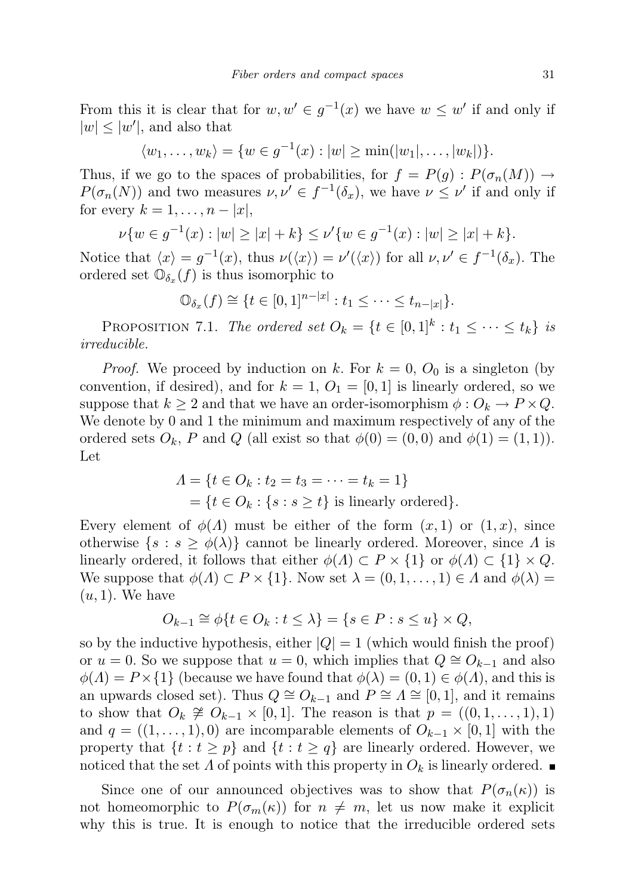From this it is clear that for $w, w' \in g^{-1}(x)$ we have $w \leq w'$ if and only if $|w| \leq |w'|$, and also that

$$\langle w_1, \ldots, w_k \rangle = \{w \in g^{-1}(x) : |w| \geq \min(|w_1|, \ldots, |w_k|)\}.$$

Thus, if we go to the spaces of probabilities, for $f = P(g) : P(\sigma_n(M)) \to P(\sigma_n(N))$ and two measures $\nu, \nu' \in f^{-1}(\delta_x)$, we have $\nu \leq \nu'$ if and only if for every $k = 1, \ldots, n - |x|$,

$$\nu\{w \in g^{-1}(x) : |w| \geq |x| + k\} \leq \nu'\{w \in g^{-1}(x) : |w| \geq |x| + k\}.$$

Notice that $\langle x \rangle = g^{-1}(x)$, thus $\nu(\langle x \rangle) = \nu'(\langle x \rangle)$ for all $\nu, \nu' \in f^{-1}(\delta_x)$. The ordered set $\mathbb{O}_{\delta_x}(f)$ is thus isomorphic to

$$\mathbb{O}_{\delta_x}(f) \cong \{t \in [0,1]^{n-|x|} : t_1 \leq \cdots \leq t_{n-|x|}\}.$$

PROPOSITION 7.1. *The ordered set $O_k = \{t \in [0,1]^k : t_1 \leq \cdots \leq t_k\}$ is irreducible.*

*Proof.* We proceed by induction on $k$. For $k = 0$, $O_0$ is a singleton (by convention, if desired), and for $k = 1$, $O_1 = [0,1]$ is linearly ordered, so we suppose that $k \geq 2$ and that we have an order-isomorphism $\phi : O_k \to P \times Q$. We denote by 0 and 1 the minimum and maximum respectively of any of the ordered sets $O_k$, $P$ and $Q$ (all exist so that $\phi(0) = (0,0)$ and $\phi(1) = (1,1)$). Let

$$\begin{aligned} \Lambda &= \{t \in O_k : t_2 = t_3 = \cdots = t_k = 1\} \\ &= \{t \in O_k : \{s : s \geq t\} \text{ is linearly ordered}\}. \end{aligned}$$

Every element of $\phi(\Lambda)$ must be either of the form $(x, 1)$ or $(1, x)$, since otherwise $\{s : s \geq \phi(\lambda)\}$ cannot be linearly ordered. Moreover, since $\Lambda$ is linearly ordered, it follows that either $\phi(\Lambda) \subset P \times \{1\}$ or $\phi(\Lambda) \subset \{1\} \times Q$. We suppose that $\phi(\Lambda) \subset P \times \{1\}$. Now set $\lambda = (0, 1, \ldots, 1) \in \Lambda$ and $\phi(\lambda) = (u, 1)$. We have

$$O_{k-1} \cong \phi\{t \in O_k : t \leq \lambda\} = \{s \in P : s \leq u\} \times Q,$$

so by the inductive hypothesis, either $|Q| = 1$ (which would finish the proof) or $u = 0$. So we suppose that $u = 0$, which implies that $Q \cong O_{k-1}$ and also $\phi(\Lambda) = P \times \{1\}$ (because we have found that $\phi(\lambda) = (0,1) \in \phi(\Lambda)$, and this is an upwards closed set). Thus $Q \cong O_{k-1}$ and $P \cong \Lambda \cong [0,1]$, and it remains to show that $O_k \not\cong O_{k-1} \times [0,1]$. The reason is that $p = ((0,1,\ldots,1),1)$ and $q = ((1,\ldots,1),0)$ are incomparable elements of $O_{k-1} \times [0,1]$ with the property that $\{t : t \geq p\}$ and $\{t : t \geq q\}$ are linearly ordered. However, we noticed that the set $\Lambda$ of points with this property in $O_k$ is linearly ordered. ∎

Since one of our announced objectives was to show that $P(\sigma_n(\kappa))$ is not homeomorphic to $P(\sigma_m(\kappa))$ for $n \neq m$, let us now make it explicit why this is true. It is enough to notice that the irreducible ordered sets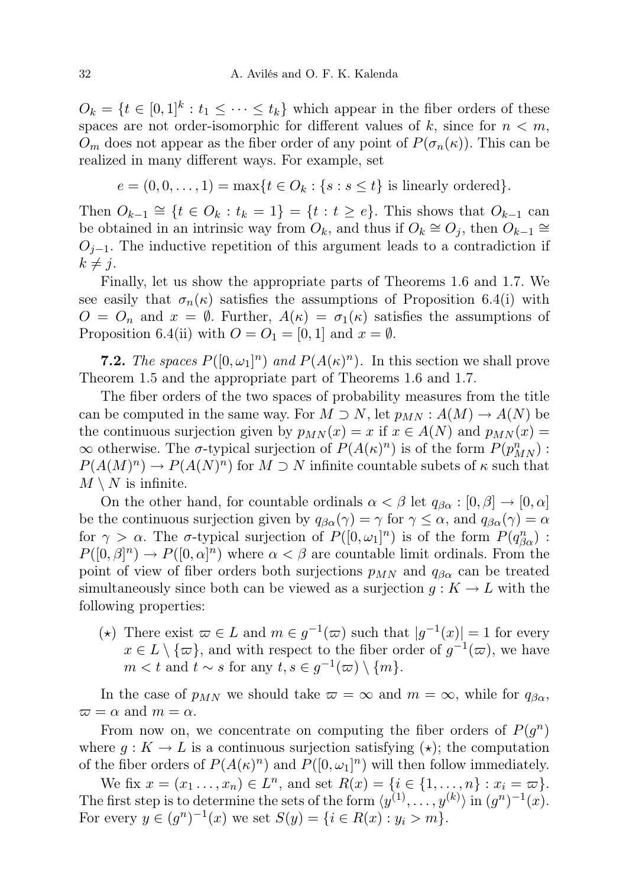$O_k = \{t \in [0,1]^k : t_1 \leq \cdots \leq t_k\}$ which appear in the fiber orders of these spaces are not order-isomorphic for different values of $k$, since for $n < m$, $O_m$ does not appear as the fiber order of any point of $P(\sigma_n(\kappa))$. This can be realized in many different ways. For example, set

$$e = (0, 0, \ldots, 1) = \max\{t \in O_k : \{s : s \leq t\} \text{ is linearly ordered}\}.$$

Then $O_{k-1} \cong \{t \in O_k : t_k = 1\} = \{t : t \geq e\}$. This shows that $O_{k-1}$ can be obtained in an intrinsic way from $O_k$, and thus if $O_k \cong O_j$, then $O_{k-1} \cong O_{j-1}$. The inductive repetition of this argument leads to a contradiction if $k \neq j$.

Finally, let us show the appropriate parts of Theorems 1.6 and 1.7. We see easily that $\sigma_n(\kappa)$ satisfies the assumptions of Proposition 6.4(i) with $O = O_n$ and $x = \emptyset$. Further, $A(\kappa) = \sigma_1(\kappa)$ satisfies the assumptions of Proposition 6.4(ii) with $O = O_1 = [0,1]$ and $x = \emptyset$.

**7.2.** *The spaces $P([0,\omega_1]^n)$ and $P(A(\kappa)^n)$.* In this section we shall prove Theorem 1.5 and the appropriate part of Theorems 1.6 and 1.7.

The fiber orders of the two spaces of probability measures from the title can be computed in the same way. For $M \supset N$, let $p_{MN} : A(M) \to A(N)$ be the continuous surjection given by $p_{MN}(x) = x$ if $x \in A(N)$ and $p_{MN}(x) = \infty$ otherwise. The $\sigma$-typical surjection of $P(A(\kappa)^n)$ is of the form $P(p^n_{MN}) : P(A(M)^n) \to P(A(N)^n)$ for $M \supset N$ infinite countable subets of $\kappa$ such that $M \setminus N$ is infinite.

On the other hand, for countable ordinals $\alpha < \beta$ let $q_{\beta\alpha} : [0,\beta] \to [0,\alpha]$ be the continuous surjection given by $q_{\beta\alpha}(\gamma) = \gamma$ for $\gamma \leq \alpha$, and $q_{\beta\alpha}(\gamma) = \alpha$ for $\gamma > \alpha$. The $\sigma$-typical surjection of $P([0,\omega_1]^n)$ is of the form $P(q^n_{\beta\alpha}) : P([0,\beta]^n) \to P([0,\alpha]^n)$ where $\alpha < \beta$ are countable limit ordinals. From the point of view of fiber orders both surjections $p_{MN}$ and $q_{\beta\alpha}$ can be treated simultaneously since both can be viewed as a surjection $g : K \to L$ with the following properties:

($\star$) There exist $\varpi \in L$ and $m \in g^{-1}(\varpi)$ such that $|g^{-1}(x)| = 1$ for every $x \in L \setminus \{\varpi\}$, and with respect to the fiber order of $g^{-1}(\varpi)$, we have $m < t$ and $t \sim s$ for any $t, s \in g^{-1}(\varpi) \setminus \{m\}$.

In the case of $p_{MN}$ we should take $\varpi = \infty$ and $m = \infty$, while for $q_{\beta\alpha}$, $\varpi = \alpha$ and $m = \alpha$.

From now on, we concentrate on computing the fiber orders of $P(g^n)$ where $g : K \to L$ is a continuous surjection satisfying ($\star$); the computation of the fiber orders of $P(A(\kappa)^n)$ and $P([0,\omega_1]^n)$ will then follow immediately.

We fix $x = (x_1 \ldots, x_n) \in L^n$, and set $R(x) = \{i \in \{1, \ldots, n\} : x_i = \varpi\}$. The first step is to determine the sets of the form $\langle y^{(1)}, \ldots, y^{(k)} \rangle$ in $(g^n)^{-1}(x)$. For every $y \in (g^n)^{-1}(x)$ we set $S(y) = \{i \in R(x) : y_i > m\}$.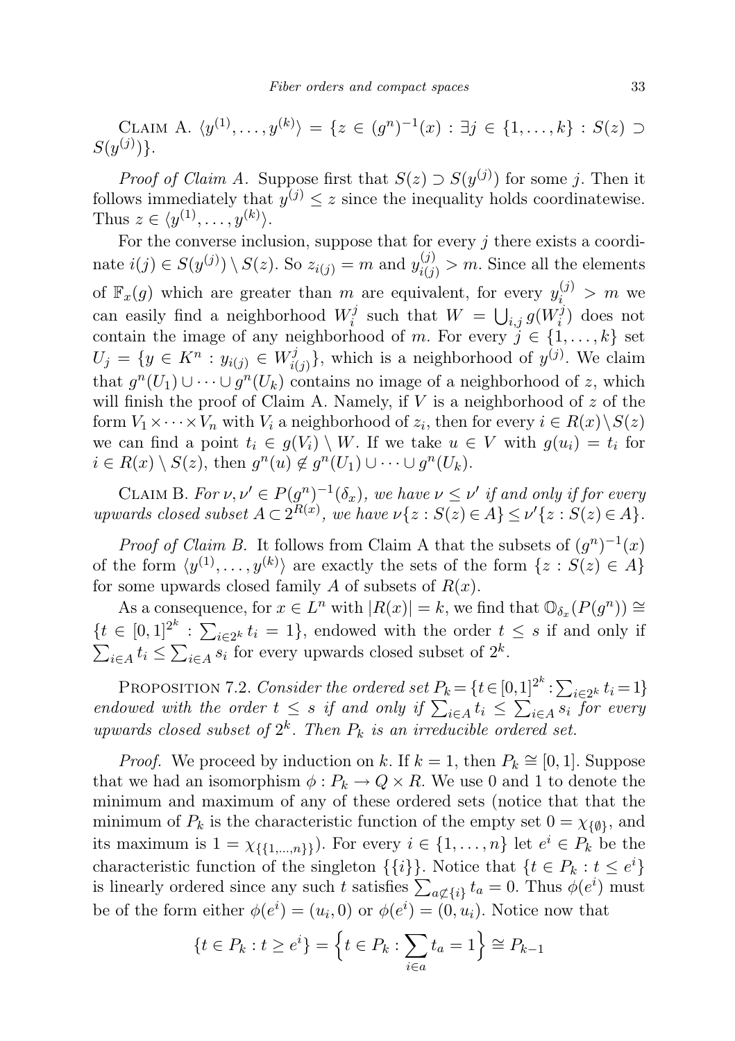CLAIM A. $\langle y^{(1)}, \dots, y^{(k)} \rangle = \{z \in (g^n)^{-1}(x) : \exists j \in \{1, \dots, k\} : S(z) \supset S(y^{(j)})\}$.

*Proof of Claim A.* Suppose first that $S(z) \supset S(y^{(j)})$ for some $j$. Then it follows immediately that $y^{(j)} \leq z$ since the inequality holds coordinatewise. Thus $z \in \langle y^{(1)}, \dots, y^{(k)} \rangle$.

For the converse inclusion, suppose that for every $j$ there exists a coordinate $i(j) \in S(y^{(j)}) \setminus S(z)$. So $z_{i(j)} = m$ and $y^{(j)}_{i(j)} > m$. Since all the elements of $\mathbb{F}_x(g)$ which are greater than $m$ are equivalent, for every $y^{(j)}_i > m$ we can easily find a neighborhood $W^j_i$ such that $W = \bigcup_{i,j} g(W^j_i)$ does not contain the image of any neighborhood of $m$. For every $j \in \{1, \dots, k\}$ set $U_j = \{y \in K^n : y_{i(j)} \in W^j_{i(j)}\}$, which is a neighborhood of $y^{(j)}$. We claim that $g^n(U_1) \cup \dots \cup g^n(U_k)$ contains no image of a neighborhood of $z$, which will finish the proof of Claim A. Namely, if $V$ is a neighborhood of $z$ of the form $V_1 \times \dots \times V_n$ with $V_i$ a neighborhood of $z_i$, then for every $i \in R(x) \setminus S(z)$ we can find a point $t_i \in g(V_i) \setminus W$. If we take $u \in V$ with $g(u_i) = t_i$ for $i \in R(x) \setminus S(z)$, then $g^n(u) \notin g^n(U_1) \cup \dots \cup g^n(U_k)$.

CLAIM B. *For $\nu, \nu' \in P(g^n)^{-1}(\delta_x)$, we have $\nu \leq \nu'$ if and only if for every upwards closed subset $A \subset 2^{R(x)}$, we have $\nu\{z : S(z) \in A\} \leq \nu'\{z : S(z) \in A\}$.*

*Proof of Claim B.* It follows from Claim A that the subsets of $(g^n)^{-1}(x)$ of the form $\langle y^{(1)}, \dots, y^{(k)} \rangle$ are exactly the sets of the form $\{z : S(z) \in A\}$ for some upwards closed family $A$ of subsets of $R(x)$.

As a consequence, for $x \in L^n$ with $|R(x)| = k$, we find that $\mathbb{O}_{\delta_x}(P(g^n)) \cong \{t \in [0,1]^{2^k} : \sum_{i \in 2^k} t_i = 1\}$, endowed with the order $t \leq s$ if and only if $\sum_{i \in A} t_i \leq \sum_{i \in A} s_i$ for every upwards closed subset of $2^k$.

PROPOSITION 7.2. *Consider the ordered set $P_k = \{t \in [0,1]^{2^k} : \sum_{i \in 2^k} t_i = 1\}$ endowed with the order $t \leq s$ if and only if $\sum_{i \in A} t_i \leq \sum_{i \in A} s_i$ for every upwards closed subset of $2^k$. Then $P_k$ is an irreducible ordered set.*

*Proof.* We proceed by induction on $k$. If $k = 1$, then $P_k \cong [0,1]$. Suppose that we had an isomorphism $\phi : P_k \to Q \times R$. We use 0 and 1 to denote the minimum and maximum of any of these ordered sets (notice that that the minimum of $P_k$ is the characteristic function of the empty set $0 = \chi_{\{\emptyset\}}$, and its maximum is $1 = \chi_{\{\{1,\dots,n\}\}}$). For every $i \in \{1, \dots, n\}$ let $e^i \in P_k$ be the characteristic function of the singleton $\{\{i\}\}$. Notice that $\{t \in P_k : t \leq e^i\}$ is linearly ordered since any such $t$ satisfies $\sum_{a \not\subset \{i\}} t_a = 0$. Thus $\phi(e^i)$ must be of the form either $\phi(e^i) = (u_i, 0)$ or $\phi(e^i) = (0, u_i)$. Notice now that

$$\{t \in P_k : t \geq e^i\} = \Big\{t \in P_k : \sum_{i \in a} t_a = 1\Big\} \cong P_{k-1}$$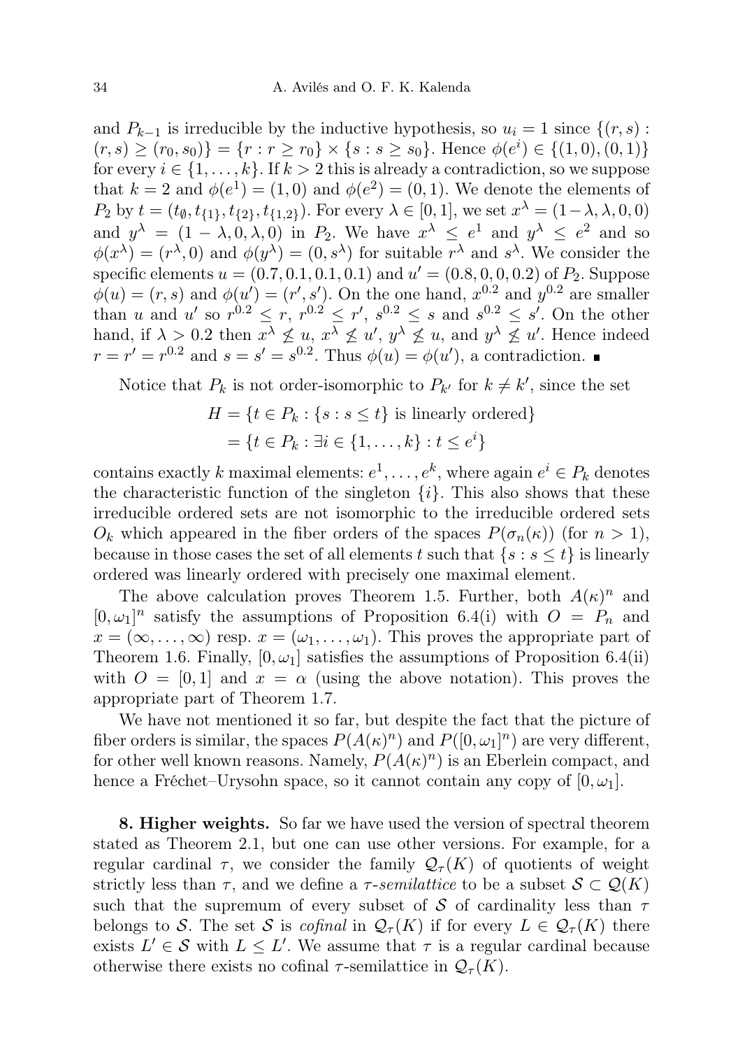and $P_{k-1}$ is irreducible by the inductive hypothesis, so $u_i = 1$ since $\{(r,s) : (r,s) \geq (r_0, s_0)\} = \{r : r \geq r_0\} \times \{s : s \geq s_0\}$. Hence $\phi(e^i) \in \{(1,0),(0,1)\}$ for every $i \in \{1,\dots,k\}$. If $k > 2$ this is already a contradiction, so we suppose that $k = 2$ and $\phi(e^1) = (1,0)$ and $\phi(e^2) = (0,1)$. We denote the elements of $P_2$ by $t = (t_\emptyset, t_{\{1\}}, t_{\{2\}}, t_{\{1,2\}})$. For every $\lambda \in [0,1]$, we set $x^\lambda = (1-\lambda, \lambda, 0, 0)$ and $y^\lambda = (1-\lambda, 0, \lambda, 0)$ in $P_2$. We have $x^\lambda \leq e^1$ and $y^\lambda \leq e^2$ and so $\phi(x^\lambda) = (r^\lambda, 0)$ and $\phi(y^\lambda) = (0, s^\lambda)$ for suitable $r^\lambda$ and $s^\lambda$. We consider the specific elements $u = (0.7, 0.1, 0.1, 0.1)$ and $u' = (0.8, 0, 0, 0.2)$ of $P_2$. Suppose $\phi(u) = (r,s)$ and $\phi(u') = (r', s')$. On the one hand, $x^{0.2}$ and $y^{0.2}$ are smaller than $u$ and $u'$ so $r^{0.2} \leq r$, $r^{0.2} \leq r'$, $s^{0.2} \leq s$ and $s^{0.2} \leq s'$. On the other hand, if $\lambda > 0.2$ then $x^\lambda \not\leq u$, $x^\lambda \not\leq u'$, $y^\lambda \not\leq u$, and $y^\lambda \not\leq u'$. Hence indeed $r = r' = r^{0.2}$ and $s = s' = s^{0.2}$. Thus $\phi(u) = \phi(u')$, a contradiction. ∎

Notice that $P_k$ is not order-isomorphic to $P_{k'}$ for $k \neq k'$, since the set

$$\begin{aligned} H &= \{t \in P_k : \{s : s \leq t\} \text{ is linearly ordered}\} \\ &= \{t \in P_k : \exists i \in \{1,\dots,k\} : t \leq e^i\} \end{aligned}$$

contains exactly $k$ maximal elements: $e^1, \dots, e^k$, where again $e^i \in P_k$ denotes the characteristic function of the singleton $\{i\}$. This also shows that these irreducible ordered sets are not isomorphic to the irreducible ordered sets $O_k$ which appeared in the fiber orders of the spaces $P(\sigma_n(\kappa))$ (for $n > 1$), because in those cases the set of all elements $t$ such that $\{s : s \leq t\}$ is linearly ordered was linearly ordered with precisely one maximal element.

The above calculation proves Theorem 1.5. Further, both $A(\kappa)^n$ and $[0,\omega_1]^n$ satisfy the assumptions of Proposition 6.4(i) with $O = P_n$ and $x = (\infty,\dots,\infty)$ resp. $x = (\omega_1,\dots,\omega_1)$. This proves the appropriate part of Theorem 1.6. Finally, $[0,\omega_1]$ satisfies the assumptions of Proposition 6.4(ii) with $O = [0,1]$ and $x = \alpha$ (using the above notation). This proves the appropriate part of Theorem 1.7.

We have not mentioned it so far, but despite the fact that the picture of fiber orders is similar, the spaces $P(A(\kappa)^n)$ and $P([0,\omega_1]^n)$ are very different, for other well known reasons. Namely, $P(A(\kappa)^n)$ is an Eberlein compact, and hence a Fréchet–Urysohn space, so it cannot contain any copy of $[0,\omega_1]$.

**8. Higher weights.** So far we have used the version of spectral theorem stated as Theorem 2.1, but one can use other versions. For example, for a regular cardinal $\tau$, we consider the family $\mathcal{Q}_\tau(K)$ of quotients of weight strictly less than $\tau$, and we define a $\tau$-*semilattice* to be a subset $\mathcal{S} \subset \mathcal{Q}(K)$ such that the supremum of every subset of $\mathcal{S}$ of cardinality less than $\tau$ belongs to $\mathcal{S}$. The set $\mathcal{S}$ is *cofinal* in $\mathcal{Q}_\tau(K)$ if for every $L \in \mathcal{Q}_\tau(K)$ there exists $L' \in \mathcal{S}$ with $L \leq L'$. We assume that $\tau$ is a regular cardinal because otherwise there exists no cofinal $\tau$-semilattice in $\mathcal{Q}_\tau(K)$.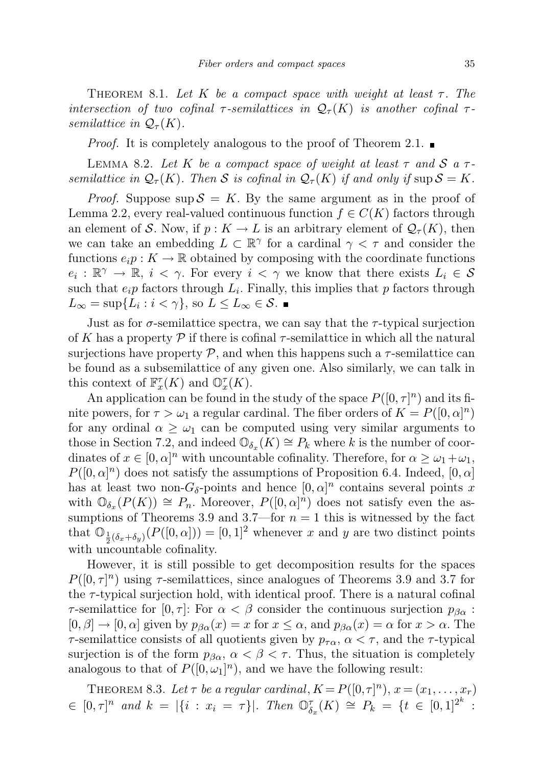THEOREM 8.1. *Let $K$ be a compact space with weight at least $\tau$. The intersection of two cofinal $\tau$-semilattices in $\mathcal{Q}_\tau(K)$ is another cofinal $\tau$-semilattice in $\mathcal{Q}_\tau(K)$.*

*Proof.* It is completely analogous to the proof of Theorem 2.1. ■

LEMMA 8.2. *Let $K$ be a compact space of weight at least $\tau$ and $\mathcal{S}$ a $\tau$-semilattice in $\mathcal{Q}_\tau(K)$. Then $\mathcal{S}$ is cofinal in $\mathcal{Q}_\tau(K)$ if and only if $\sup \mathcal{S} = K$.*

*Proof.* Suppose $\sup \mathcal{S} = K$. By the same argument as in the proof of Lemma 2.2, every real-valued continuous function $f \in C(K)$ factors through an element of $\mathcal{S}$. Now, if $p : K \to L$ is an arbitrary element of $\mathcal{Q}_\tau(K)$, then we can take an embedding $L \subset \mathbb{R}^\gamma$ for a cardinal $\gamma < \tau$ and consider the functions $e_i p : K \to \mathbb{R}$ obtained by composing with the coordinate functions $e_i : \mathbb{R}^\gamma \to \mathbb{R}$, $i < \gamma$. For every $i < \gamma$ we know that there exists $L_i \in \mathcal{S}$ such that $e_i p$ factors through $L_i$. Finally, this implies that $p$ factors through $L_\infty = \sup\{L_i : i < \gamma\}$, so $L \leq L_\infty \in \mathcal{S}$. ■

Just as for $\sigma$-semilattice spectra, we can say that the $\tau$-typical surjection of $K$ has a property $\mathcal{P}$ if there is cofinal $\tau$-semilattice in which all the natural surjections have property $\mathcal{P}$, and when this happens such a $\tau$-semilattice can be found as a subsemilattice of any given one. Also similarly, we can talk in this context of $\mathbb{F}_x^\tau(K)$ and $\mathbb{O}_x^\tau(K)$.

An application can be found in the study of the space $P([0,\tau]^n)$ and its finite powers, for $\tau > \omega_1$ a regular cardinal. The fiber orders of $K = P([0,\alpha]^n)$ for any ordinal $\alpha \geq \omega_1$ can be computed using very similar arguments to those in Section 7.2, and indeed $\mathbb{O}_{\delta_x}(K) \cong P_k$ where $k$ is the number of coordinates of $x \in [0,\alpha]^n$ with uncountable cofinality. Therefore, for $\alpha \geq \omega_1 + \omega_1$, $P([0,\alpha]^n)$ does not satisfy the assumptions of Proposition 6.4. Indeed, $[0,\alpha]$ has at least two non-$G_\delta$-points and hence $[0,\alpha]^n$ contains several points $x$ with $\mathbb{O}_{\delta_x}(P(K)) \cong P_n$. Moreover, $P([0,\alpha]^n)$ does not satisfy even the assumptions of Theorems 3.9 and 3.7—for $n = 1$ this is witnessed by the fact that $\mathbb{O}_{\frac{1}{2}(\delta_x+\delta_y)}(P([0,\alpha])) = [0,1]^2$ whenever $x$ and $y$ are two distinct points with uncountable cofinality.

However, it is still possible to get decomposition results for the spaces $P([0,\tau]^n)$ using $\tau$-semilattices, since analogues of Theorems 3.9 and 3.7 for the $\tau$-typical surjection hold, with identical proof. There is a natural cofinal $\tau$-semilattice for $[0,\tau]$: For $\alpha < \beta$ consider the continuous surjection $p_{\beta\alpha} : [0,\beta] \to [0,\alpha]$ given by $p_{\beta\alpha}(x) = x$ for $x \leq \alpha$, and $p_{\beta\alpha}(x) = \alpha$ for $x > \alpha$. The $\tau$-semilattice consists of all quotients given by $p_{\tau\alpha}$, $\alpha < \tau$, and the $\tau$-typical surjection is of the form $p_{\beta\alpha}$, $\alpha < \beta < \tau$. Thus, the situation is completely analogous to that of $P([0,\omega_1]^n)$, and we have the following result:

THEOREM 8.3. *Let $\tau$ be a regular cardinal, $K = P([0,\tau]^n)$, $x = (x_1,\ldots,x_r) \in [0,\tau]^n$ and $k = |\{i : x_i = \tau\}|$. Then $\mathbb{O}_{\delta_x}^\tau(K) \cong P_k = \{t \in [0,1]^{2^k} :$*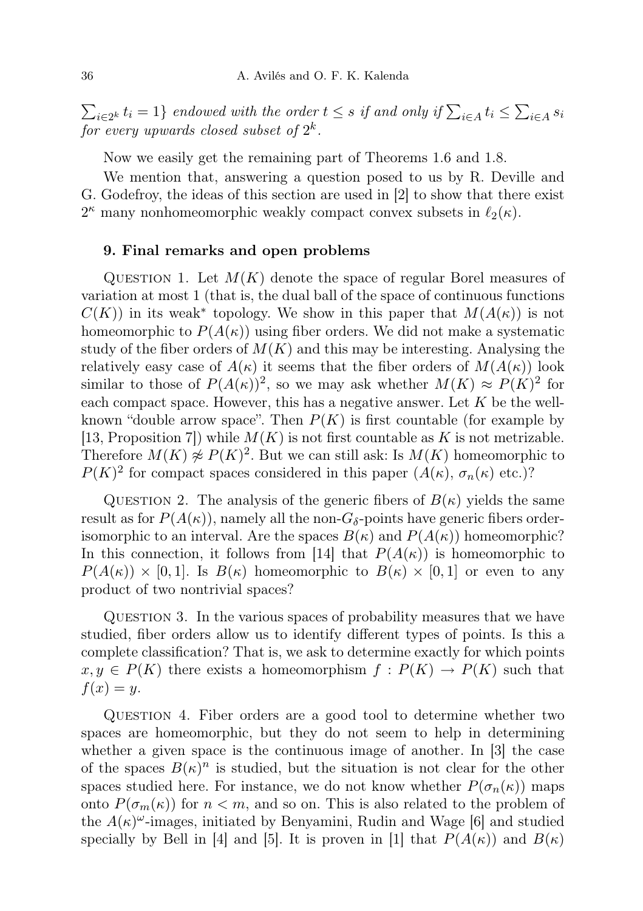$\sum_{i\in 2^k} t_i = 1\}$ *endowed with the order* $t \leq s$ *if and only if* $\sum_{i\in A} t_i \leq \sum_{i\in A} s_i$ *for every upwards closed subset of* $2^k$.

Now we easily get the remaining part of Theorems 1.6 and 1.8.

We mention that, answering a question posed to us by R. Deville and G. Godefroy, the ideas of this section are used in [2] to show that there exist $2^\kappa$ many nonhomeomorphic weakly compact convex subsets in $\ell_2(\kappa)$.

## 9. Final remarks and open problems

Question 1. Let $M(K)$ denote the space of regular Borel measures of variation at most 1 (that is, the dual ball of the space of continuous functions $C(K)$) in its weak* topology. We show in this paper that $M(A(\kappa))$ is not homeomorphic to $P(A(\kappa))$ using fiber orders. We did not make a systematic study of the fiber orders of $M(K)$ and this may be interesting. Analysing the relatively easy case of $A(\kappa)$ it seems that the fiber orders of $M(A(\kappa))$ look similar to those of $P(A(\kappa))^2$, so we may ask whether $M(K) \approx P(K)^2$ for each compact space. However, this has a negative answer. Let $K$ be the well-known "double arrow space". Then $P(K)$ is first countable (for example by [13, Proposition 7]) while $M(K)$ is not first countable as $K$ is not metrizable. Therefore $M(K) \not\approx P(K)^2$. But we can still ask: Is $M(K)$ homeomorphic to $P(K)^2$ for compact spaces considered in this paper ($A(\kappa)$, $\sigma_n(\kappa)$ etc.)?

Question 2. The analysis of the generic fibers of $B(\kappa)$ yields the same result as for $P(A(\kappa))$, namely all the non-$G_\delta$-points have generic fibers order-isomorphic to an interval. Are the spaces $B(\kappa)$ and $P(A(\kappa))$ homeomorphic? In this connection, it follows from [14] that $P(A(\kappa))$ is homeomorphic to $P(A(\kappa)) \times [0,1]$. Is $B(\kappa)$ homeomorphic to $B(\kappa) \times [0,1]$ or even to any product of two nontrivial spaces?

Question 3. In the various spaces of probability measures that we have studied, fiber orders allow us to identify different types of points. Is this a complete classification? That is, we ask to determine exactly for which points $x, y \in P(K)$ there exists a homeomorphism $f : P(K) \to P(K)$ such that $f(x) = y$.

Question 4. Fiber orders are a good tool to determine whether two spaces are homeomorphic, but they do not seem to help in determining whether a given space is the continuous image of another. In [3] the case of the spaces $B(\kappa)^n$ is studied, but the situation is not clear for the other spaces studied here. For instance, we do not know whether $P(\sigma_n(\kappa))$ maps onto $P(\sigma_m(\kappa))$ for $n < m$, and so on. This is also related to the problem of the $A(\kappa)^\omega$-images, initiated by Benyamini, Rudin and Wage [6] and studied specially by Bell in [4] and [5]. It is proven in [1] that $P(A(\kappa))$ and $B(\kappa)$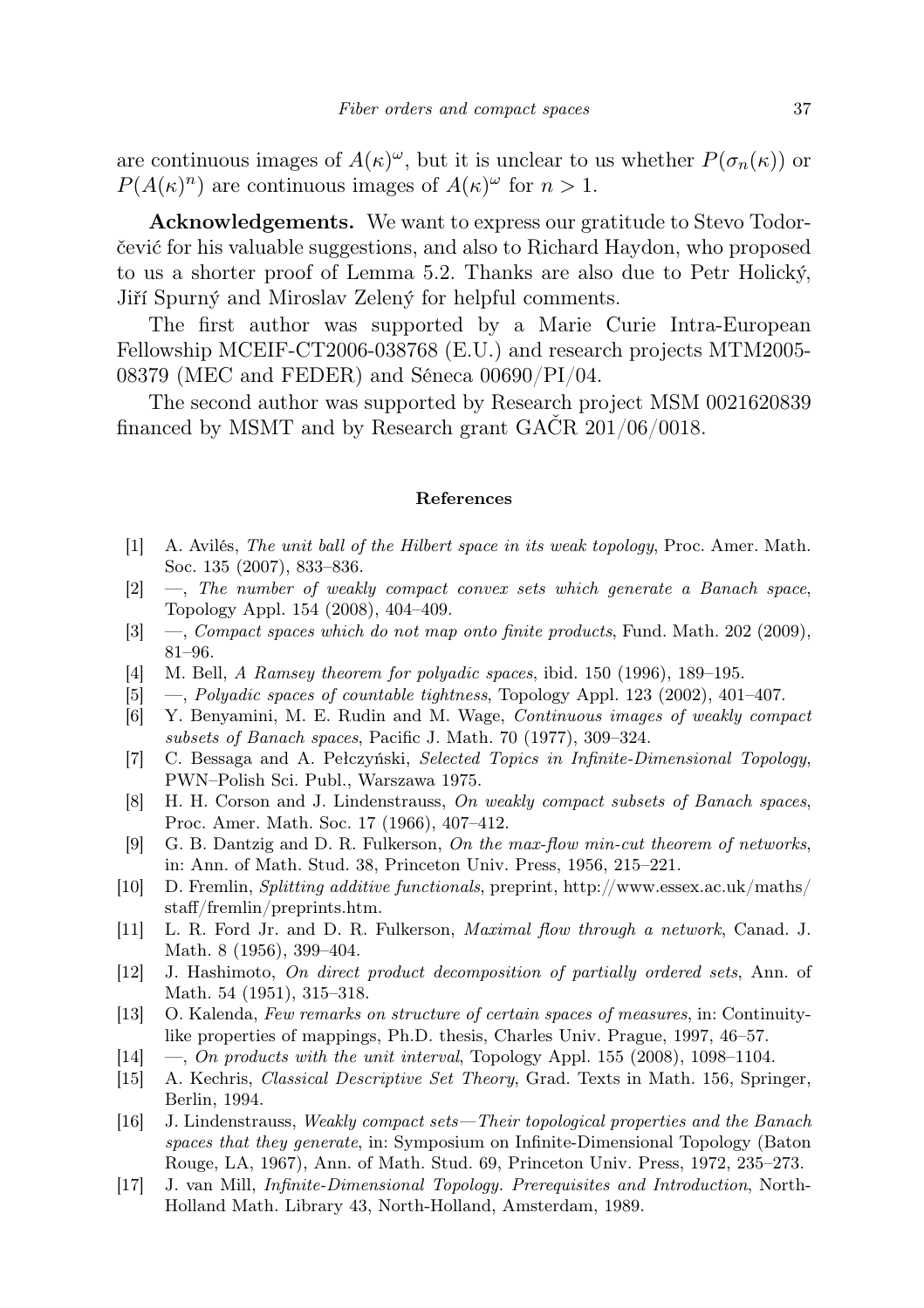are continuous images of $A(\kappa)^\omega$, but it is unclear to us whether $P(\sigma_n(\kappa))$ or $P(A(\kappa)^n)$ are continuous images of $A(\kappa)^\omega$ for $n > 1$.

**Acknowledgements.** We want to express our gratitude to Stevo Todorčević for his valuable suggestions, and also to Richard Haydon, who proposed to us a shorter proof of Lemma 5.2. Thanks are also due to Petr Holický, Jiří Spurný and Miroslav Zelený for helpful comments.

The first author was supported by a Marie Curie Intra-European Fellowship MCEIF-CT2006-038768 (E.U.) and research projects MTM2005-08379 (MEC and FEDER) and Séneca 00690/PI/04.

The second author was supported by Research project MSM 0021620839 financed by MSMT and by Research grant GAČR 201/06/0018.

## References

[1] A. Avilés, *The unit ball of the Hilbert space in its weak topology*, Proc. Amer. Math. Soc. 135 (2007), 833–836.

[2] —, *The number of weakly compact convex sets which generate a Banach space*, Topology Appl. 154 (2008), 404–409.

[3] —, *Compact spaces which do not map onto finite products*, Fund. Math. 202 (2009), 81–96.

[4] M. Bell, *A Ramsey theorem for polyadic spaces*, ibid. 150 (1996), 189–195.

[5] —, *Polyadic spaces of countable tightness*, Topology Appl. 123 (2002), 401–407.

[6] Y. Benyamini, M. E. Rudin and M. Wage, *Continuous images of weakly compact subsets of Banach spaces*, Pacific J. Math. 70 (1977), 309–324.

[7] C. Bessaga and A. Pełczyński, *Selected Topics in Infinite-Dimensional Topology*, PWN–Polish Sci. Publ., Warszawa 1975.

[8] H. H. Corson and J. Lindenstrauss, *On weakly compact subsets of Banach spaces*, Proc. Amer. Math. Soc. 17 (1966), 407–412.

[9] G. B. Dantzig and D. R. Fulkerson, *On the max-flow min-cut theorem of networks*, in: Ann. of Math. Stud. 38, Princeton Univ. Press, 1956, 215–221.

[10] D. Fremlin, *Splitting additive functionals*, preprint, http://www.essex.ac.uk/maths/staff/fremlin/preprints.htm.

[11] L. R. Ford Jr. and D. R. Fulkerson, *Maximal flow through a network*, Canad. J. Math. 8 (1956), 399–404.

[12] J. Hashimoto, *On direct product decomposition of partially ordered sets*, Ann. of Math. 54 (1951), 315–318.

[13] O. Kalenda, *Few remarks on structure of certain spaces of measures*, in: Continuity-like properties of mappings, Ph.D. thesis, Charles Univ. Prague, 1997, 46–57.

[14] —, *On products with the unit interval*, Topology Appl. 155 (2008), 1098–1104.

[15] A. Kechris, *Classical Descriptive Set Theory*, Grad. Texts in Math. 156, Springer, Berlin, 1994.

[16] J. Lindenstrauss, *Weakly compact sets—Their topological properties and the Banach spaces that they generate*, in: Symposium on Infinite-Dimensional Topology (Baton Rouge, LA, 1967), Ann. of Math. Stud. 69, Princeton Univ. Press, 1972, 235–273.

[17] J. van Mill, *Infinite-Dimensional Topology. Prerequisites and Introduction*, North-Holland Math. Library 43, North-Holland, Amsterdam, 1989.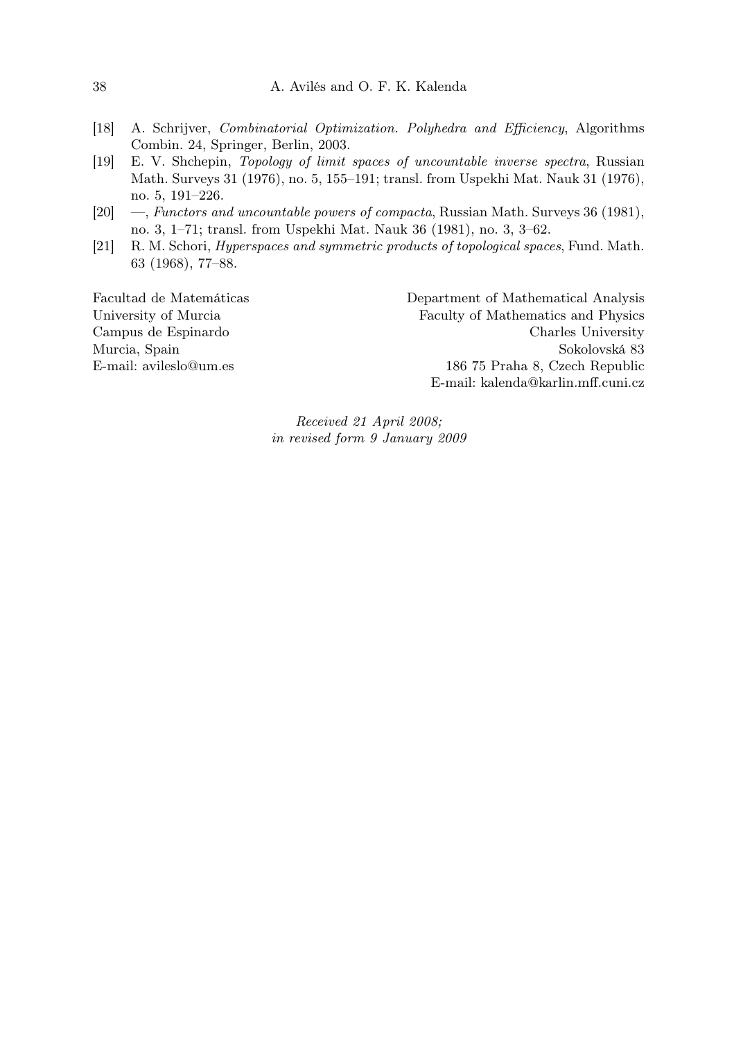[18] A. Schrijver, *Combinatorial Optimization. Polyhedra and Efficiency*, Algorithms Combin. 24, Springer, Berlin, 2003.

[19] E. V. Shchepin, *Topology of limit spaces of uncountable inverse spectra*, Russian Math. Surveys 31 (1976), no. 5, 155–191; transl. from Uspekhi Mat. Nauk 31 (1976), no. 5, 191–226.

[20] —, *Functors and uncountable powers of compacta*, Russian Math. Surveys 36 (1981), no. 3, 1–71; transl. from Uspekhi Mat. Nauk 36 (1981), no. 3, 3–62.

[21] R. M. Schori, *Hyperspaces and symmetric products of topological spaces*, Fund. Math. 63 (1968), 77–88.

Facultad de Matemáticas
University of Murcia
Campus de Espinardo
Murcia, Spain
E-mail: avileslo@um.es

Department of Mathematical Analysis
Faculty of Mathematics and Physics
Charles University
Sokolovská 83
186 75 Praha 8, Czech Republic
E-mail: kalenda@karlin.mff.cuni.cz

*Received 21 April 2008;*
*in revised form 9 January 2009*